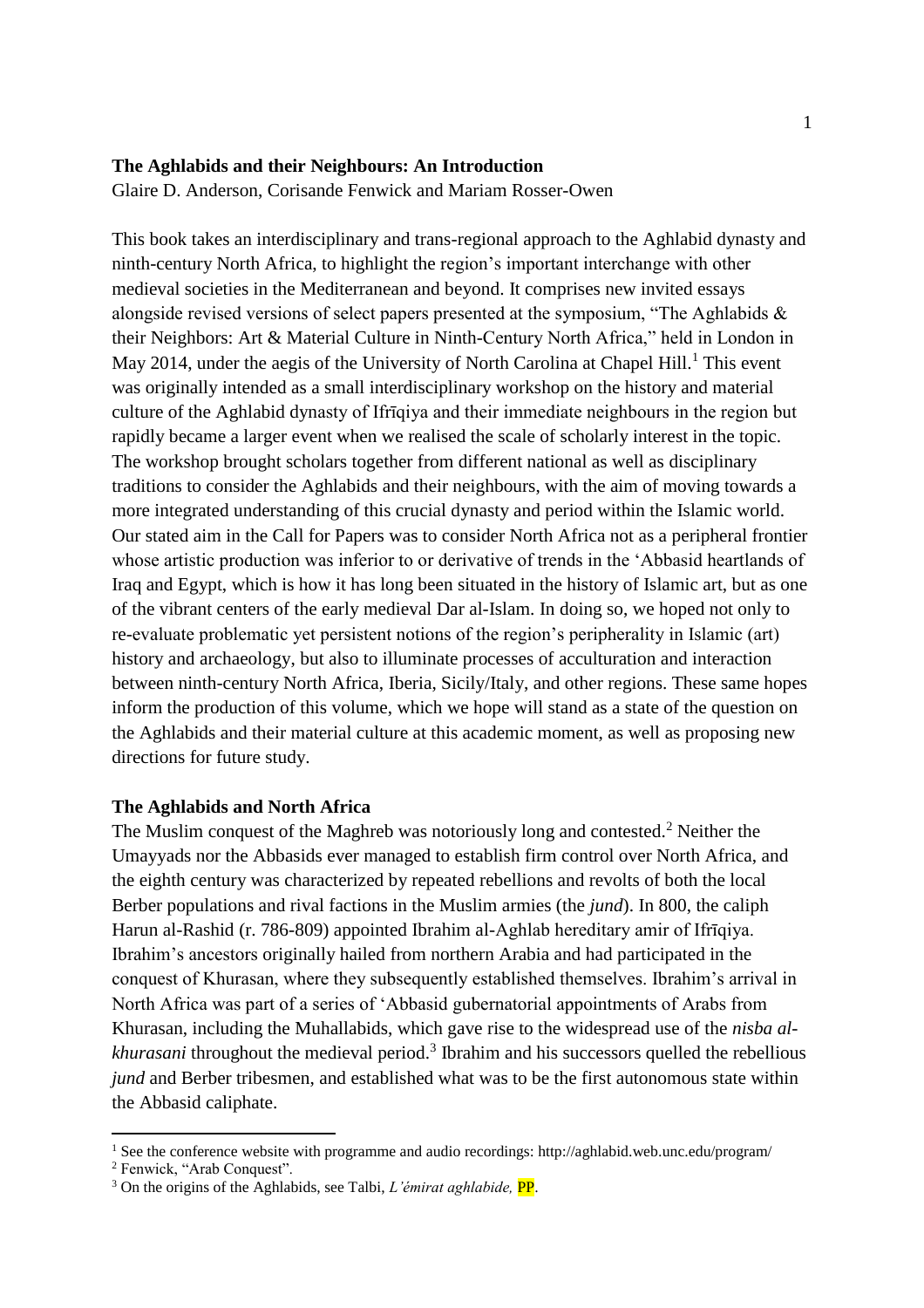**The Aghlabids and their Neighbours: An Introduction**

Glaire D. Anderson, Corisande Fenwick and Mariam Rosser-Owen

This book takes an interdisciplinary and trans-regional approach to the Aghlabid dynasty and ninth-century North Africa, to highlight the region's important interchange with other medieval societies in the Mediterranean and beyond. It comprises new invited essays alongside revised versions of select papers presented at the symposium, "The Aghlabids & their Neighbors: Art & Material Culture in Ninth-Century North Africa," held in London in May 2014, under the aegis of the University of North Carolina at Chapel Hill.[1] This event was originally intended as a small interdisciplinary workshop on the history and material culture of the Aghlabid dynasty of Ifrīqiya and their immediate neighbours in the region but rapidly became a larger event when we realised the scale of scholarly interest in the topic. The workshop brought scholars together from different national as well as disciplinary traditions to consider the Aghlabids and their neighbours, with the aim of moving towards a more integrated understanding of this crucial dynasty and period within the Islamic world. Our stated aim in the Call for Papers was to consider North Africa not as a peripheral frontier whose artistic production was inferior to or derivative of trends in the 'Abbasid heartlands of Iraq and Egypt, which is how it has long been situated in the history of Islamic art, but as one of the vibrant centers of the early medieval Dar al-Islam. In doing so, we hoped not only to re-evaluate problematic yet persistent notions of the region's peripherality in Islamic (art) history and archaeology, but also to illuminate processes of acculturation and interaction between ninth-century North Africa, Iberia, Sicily/Italy, and other regions. These same hopes inform the production of this volume, which we hope will stand as a state of the question on the Aghlabids and their material culture at this academic moment, as well as proposing new directions for future study.

## The Aghlabids and North Africa

The Muslim conquest of the Maghreb was notoriously long and contested.[2] Neither the Umayyads nor the Abbasids ever managed to establish firm control over North Africa, and the eighth century was characterized by repeated rebellions and revolts of both the local Berber populations and rival factions in the Muslim armies (the *jund*). In 800, the caliph Harun al-Rashid (r. 786-809) appointed Ibrahim al-Aghlab hereditary amir of Ifrīqiya. Ibrahim's ancestors originally hailed from northern Arabia and had participated in the conquest of Khurasan, where they subsequently established themselves. Ibrahim's arrival in North Africa was part of a series of 'Abbasid gubernatorial appointments of Arabs from Khurasan, including the Muhallabids, which gave rise to the widespread use of the *nisba al-khurasani* throughout the medieval period.[3] Ibrahim and his successors quelled the rebellious *jund* and Berber tribesmen, and established what was to be the first autonomous state within the Abbasid caliphate.

---

[1] See the conference website with programme and audio recordings: http://aghlabid.web.unc.edu/program/

[2] Fenwick, "Arab Conquest".

[3] On the origins of the Aghlabids, see Talbi, *L'émirat aghlabide,* PP.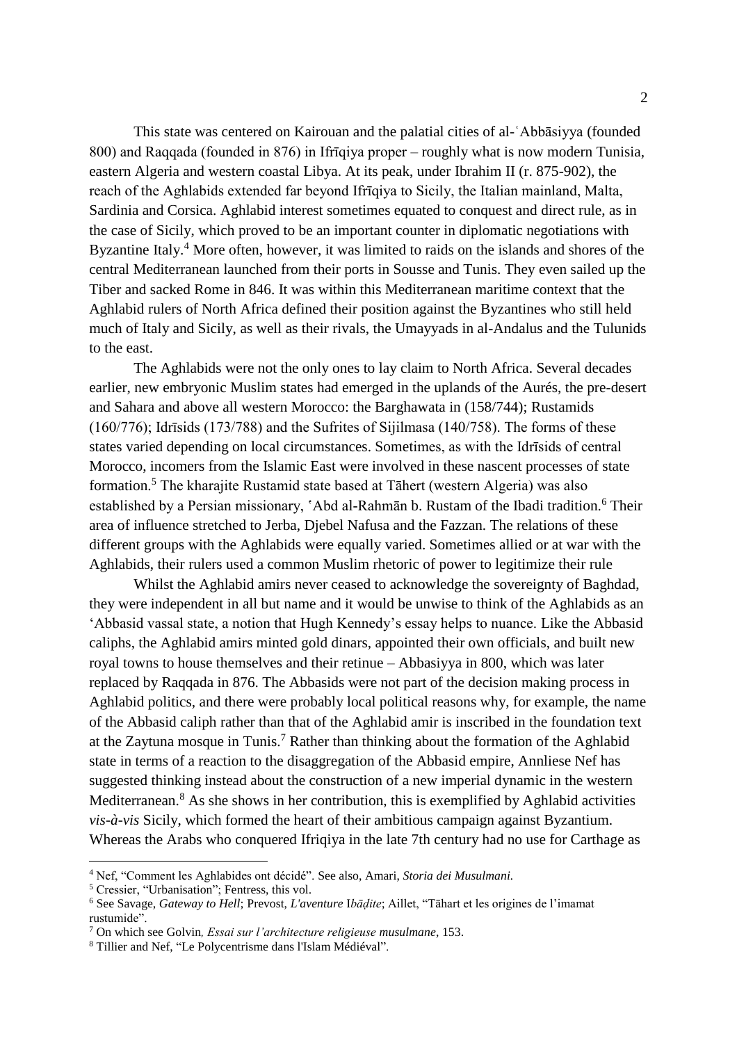This state was centered on Kairouan and the palatial cities of al-ʿAbbāsiyya (founded 800) and Raqqada (founded in 876) in Ifrīqiya proper – roughly what is now modern Tunisia, eastern Algeria and western coastal Libya. At its peak, under Ibrahim II (r. 875-902), the reach of the Aghlabids extended far beyond Ifrīqiya to Sicily, the Italian mainland, Malta, Sardinia and Corsica. Aghlabid interest sometimes equated to conquest and direct rule, as in the case of Sicily, which proved to be an important counter in diplomatic negotiations with Byzantine Italy.[4] More often, however, it was limited to raids on the islands and shores of the central Mediterranean launched from their ports in Sousse and Tunis. They even sailed up the Tiber and sacked Rome in 846. It was within this Mediterranean maritime context that the Aghlabid rulers of North Africa defined their position against the Byzantines who still held much of Italy and Sicily, as well as their rivals, the Umayyads in al-Andalus and the Tulunids to the east.

The Aghlabids were not the only ones to lay claim to North Africa. Several decades earlier, new embryonic Muslim states had emerged in the uplands of the Aurés, the pre-desert and Sahara and above all western Morocco: the Barghawata in (158/744); Rustamids (160/776); Idrīsids (173/788) and the Sufrites of Sijilmasa (140/758). The forms of these states varied depending on local circumstances. Sometimes, as with the Idrīsids of central Morocco, incomers from the Islamic East were involved in these nascent processes of state formation.[5] The kharajite Rustamid state based at Tāhert (western Algeria) was also established by a Persian missionary, ʿAbd al-Rahmān b. Rustam of the Ibadi tradition.[6] Their area of influence stretched to Jerba, Djebel Nafusa and the Fazzan. The relations of these different groups with the Aghlabids were equally varied. Sometimes allied or at war with the Aghlabids, their rulers used a common Muslim rhetoric of power to legitimize their rule

Whilst the Aghlabid amirs never ceased to acknowledge the sovereignty of Baghdad, they were independent in all but name and it would be unwise to think of the Aghlabids as an ʿAbbasid vassal state, a notion that Hugh Kennedy's essay helps to nuance. Like the Abbasid caliphs, the Aghlabid amirs minted gold dinars, appointed their own officials, and built new royal towns to house themselves and their retinue – Abbasiyya in 800, which was later replaced by Raqqada in 876. The Abbasids were not part of the decision making process in Aghlabid politics, and there were probably local political reasons why, for example, the name of the Abbasid caliph rather than that of the Aghlabid amir is inscribed in the foundation text at the Zaytuna mosque in Tunis.[7] Rather than thinking about the formation of the Aghlabid state in terms of a reaction to the disaggregation of the Abbasid empire, Annliese Nef has suggested thinking instead about the construction of a new imperial dynamic in the western Mediterranean.[8] As she shows in her contribution, this is exemplified by Aghlabid activities *vis-à-vis* Sicily, which formed the heart of their ambitious campaign against Byzantium. Whereas the Arabs who conquered Ifriqiya in the late 7th century had no use for Carthage as

---

[4] Nef, "Comment les Aghlabides ont décidé". See also, Amari, *Storia dei Musulmani.*

[5] Cressier, "Urbanisation"; Fentress, this vol.

[6] See Savage, *Gateway to Hell*; Prevost, *L'aventure Ibāḍite*; Aillet, "Tāhart et les origines de l'imamat rustumide".

[7] On which see Golvin*, Essai sur l'architecture religieuse musulmane*, 153.

[8] Tillier and Nef, "Le Polycentrisme dans l'Islam Médiéval".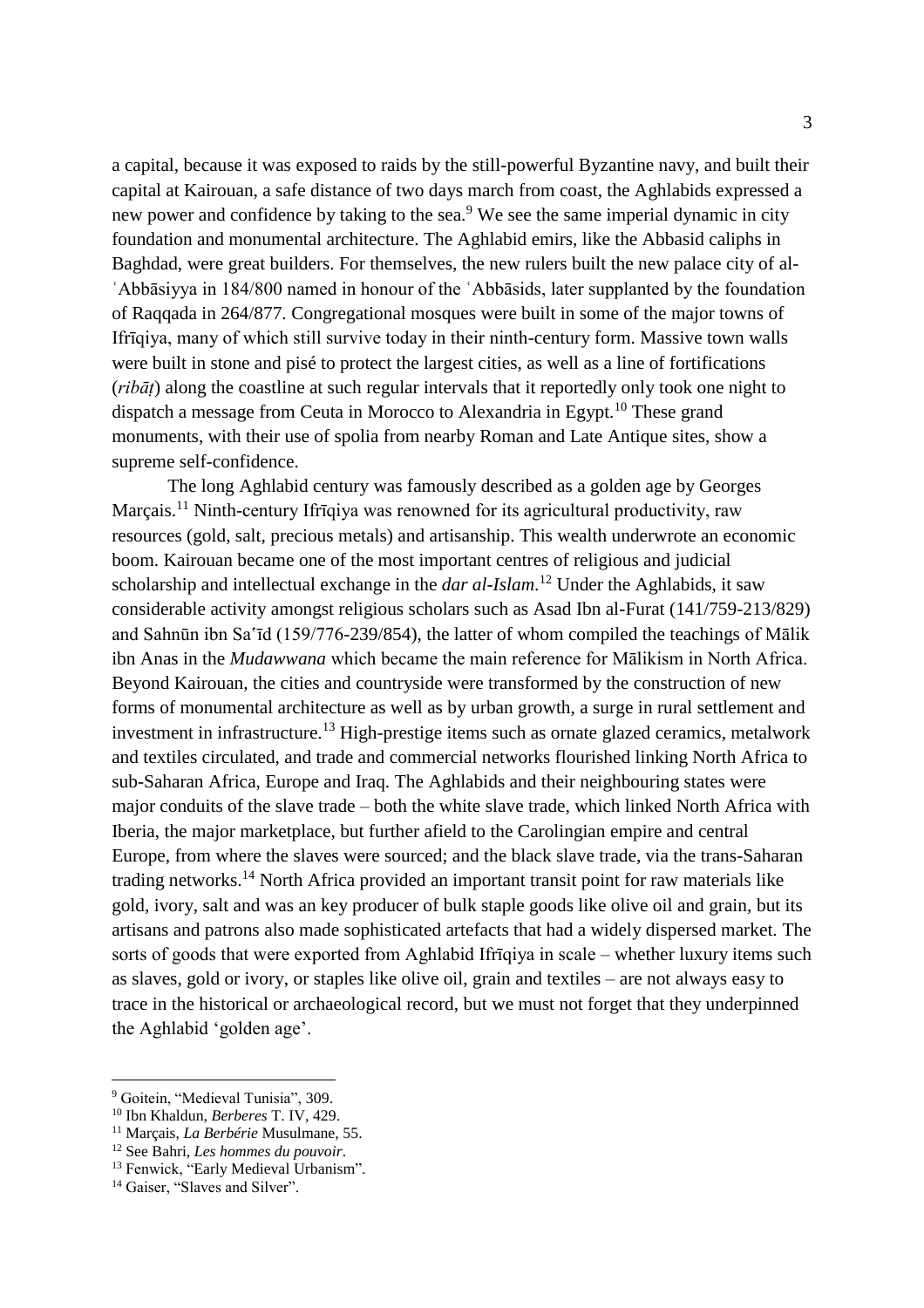a capital, because it was exposed to raids by the still-powerful Byzantine navy, and built their capital at Kairouan, a safe distance of two days march from coast, the Aghlabids expressed a new power and confidence by taking to the sea.[9] We see the same imperial dynamic in city foundation and monumental architecture. The Aghlabid emirs, like the Abbasid caliphs in Baghdad, were great builders. For themselves, the new rulers built the new palace city of al-ʿAbbāsiyya in 184/800 named in honour of the ʿAbbāsids, later supplanted by the foundation of Raqqada in 264/877. Congregational mosques were built in some of the major towns of Ifrīqiya, many of which still survive today in their ninth-century form. Massive town walls were built in stone and pisé to protect the largest cities, as well as a line of fortifications (*ribāṭ*) along the coastline at such regular intervals that it reportedly only took one night to dispatch a message from Ceuta in Morocco to Alexandria in Egypt.[10] These grand monuments, with their use of spolia from nearby Roman and Late Antique sites, show a supreme self-confidence.

The long Aghlabid century was famously described as a golden age by Georges Marçais.[11] Ninth-century Ifrīqiya was renowned for its agricultural productivity, raw resources (gold, salt, precious metals) and artisanship. This wealth underwrote an economic boom. Kairouan became one of the most important centres of religious and judicial scholarship and intellectual exchange in the *dar al-Islam*.[12] Under the Aghlabids, it saw considerable activity amongst religious scholars such as Asad Ibn al-Furat (141/759-213/829) and Sahnūn ibn Saʿīd (159/776-239/854), the latter of whom compiled the teachings of Mālik ibn Anas in the *Mudawwana* which became the main reference for Mālikism in North Africa. Beyond Kairouan, the cities and countryside were transformed by the construction of new forms of monumental architecture as well as by urban growth, a surge in rural settlement and investment in infrastructure.[13] High-prestige items such as ornate glazed ceramics, metalwork and textiles circulated, and trade and commercial networks flourished linking North Africa to sub-Saharan Africa, Europe and Iraq. The Aghlabids and their neighbouring states were major conduits of the slave trade – both the white slave trade, which linked North Africa with Iberia, the major marketplace, but further afield to the Carolingian empire and central Europe, from where the slaves were sourced; and the black slave trade, via the trans-Saharan trading networks.[14] North Africa provided an important transit point for raw materials like gold, ivory, salt and was an key producer of bulk staple goods like olive oil and grain, but its artisans and patrons also made sophisticated artefacts that had a widely dispersed market. The sorts of goods that were exported from Aghlabid Ifrīqiya in scale – whether luxury items such as slaves, gold or ivory, or staples like olive oil, grain and textiles – are not always easy to trace in the historical or archaeological record, but we must not forget that they underpinned the Aghlabid 'golden age'.

[9] Goitein, "Medieval Tunisia", 309.

[10] Ibn Khaldun, *Berberes* T. IV, 429.

[11] Marçais, *La Berbérie* Musulmane, 55.

[12] See Bahri, *Les hommes du pouvoir*.

[13] Fenwick, "Early Medieval Urbanism".

[14] Gaiser, "Slaves and Silver".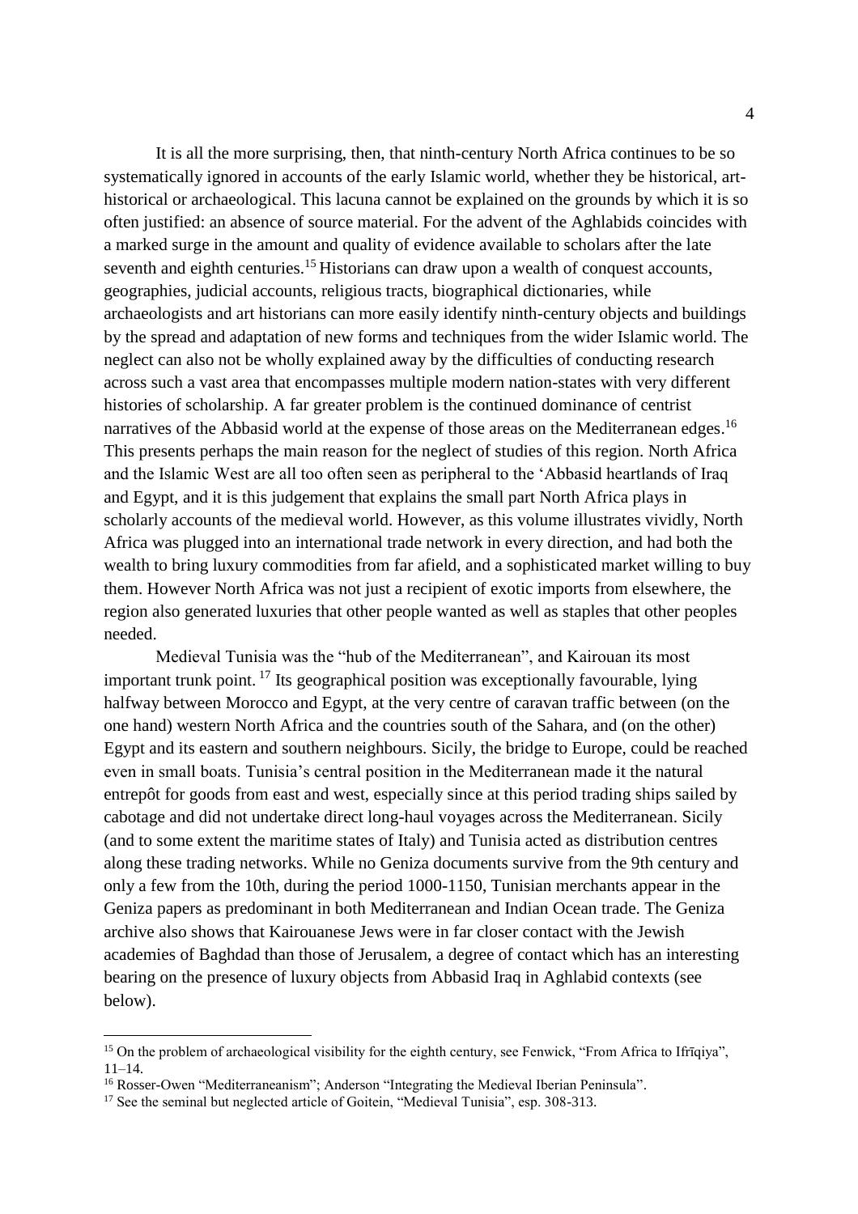It is all the more surprising, then, that ninth-century North Africa continues to be so systematically ignored in accounts of the early Islamic world, whether they be historical, art-historical or archaeological. This lacuna cannot be explained on the grounds by which it is so often justified: an absence of source material. For the advent of the Aghlabids coincides with a marked surge in the amount and quality of evidence available to scholars after the late seventh and eighth centuries.[15] Historians can draw upon a wealth of conquest accounts, geographies, judicial accounts, religious tracts, biographical dictionaries, while archaeologists and art historians can more easily identify ninth-century objects and buildings by the spread and adaptation of new forms and techniques from the wider Islamic world. The neglect can also not be wholly explained away by the difficulties of conducting research across such a vast area that encompasses multiple modern nation-states with very different histories of scholarship. A far greater problem is the continued dominance of centrist narratives of the Abbasid world at the expense of those areas on the Mediterranean edges.[16] This presents perhaps the main reason for the neglect of studies of this region. North Africa and the Islamic West are all too often seen as peripheral to the ʻAbbasid heartlands of Iraq and Egypt, and it is this judgement that explains the small part North Africa plays in scholarly accounts of the medieval world. However, as this volume illustrates vividly, North Africa was plugged into an international trade network in every direction, and had both the wealth to bring luxury commodities from far afield, and a sophisticated market willing to buy them. However North Africa was not just a recipient of exotic imports from elsewhere, the region also generated luxuries that other people wanted as well as staples that other peoples needed.

Medieval Tunisia was the "hub of the Mediterranean", and Kairouan its most important trunk point.[17] Its geographical position was exceptionally favourable, lying halfway between Morocco and Egypt, at the very centre of caravan traffic between (on the one hand) western North Africa and the countries south of the Sahara, and (on the other) Egypt and its eastern and southern neighbours. Sicily, the bridge to Europe, could be reached even in small boats. Tunisia's central position in the Mediterranean made it the natural entrepôt for goods from east and west, especially since at this period trading ships sailed by cabotage and did not undertake direct long-haul voyages across the Mediterranean. Sicily (and to some extent the maritime states of Italy) and Tunisia acted as distribution centres along these trading networks. While no Geniza documents survive from the 9th century and only a few from the 10th, during the period 1000-1150, Tunisian merchants appear in the Geniza papers as predominant in both Mediterranean and Indian Ocean trade. The Geniza archive also shows that Kairouanese Jews were in far closer contact with the Jewish academies of Baghdad than those of Jerusalem, a degree of contact which has an interesting bearing on the presence of luxury objects from Abbasid Iraq in Aghlabid contexts (see below).

---

[15] On the problem of archaeological visibility for the eighth century, see Fenwick, "From Africa to Ifrīqiya", 11–14.

[16] Rosser-Owen "Mediterraneanism"; Anderson "Integrating the Medieval Iberian Peninsula".

[17] See the seminal but neglected article of Goitein, "Medieval Tunisia", esp. 308-313.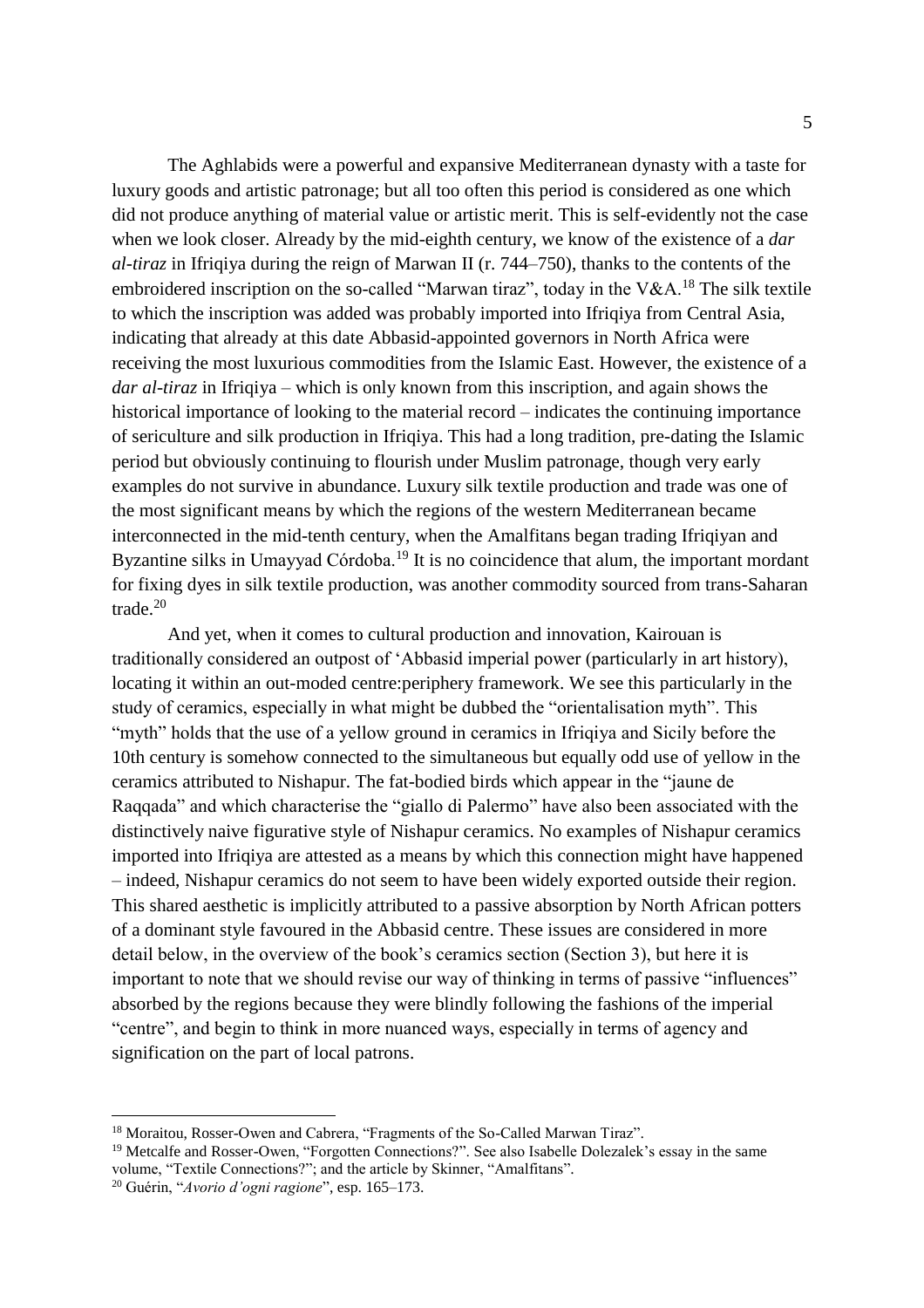The Aghlabids were a powerful and expansive Mediterranean dynasty with a taste for luxury goods and artistic patronage; but all too often this period is considered as one which did not produce anything of material value or artistic merit. This is self-evidently not the case when we look closer. Already by the mid-eighth century, we know of the existence of a *dar al-tiraz* in Ifriqiya during the reign of Marwan II (r. 744–750), thanks to the contents of the embroidered inscription on the so-called "Marwan tiraz", today in the V&A.[18] The silk textile to which the inscription was added was probably imported into Ifriqiya from Central Asia, indicating that already at this date Abbasid-appointed governors in North Africa were receiving the most luxurious commodities from the Islamic East. However, the existence of a *dar al-tiraz* in Ifriqiya – which is only known from this inscription, and again shows the historical importance of looking to the material record – indicates the continuing importance of sericulture and silk production in Ifriqiya. This had a long tradition, pre-dating the Islamic period but obviously continuing to flourish under Muslim patronage, though very early examples do not survive in abundance. Luxury silk textile production and trade was one of the most significant means by which the regions of the western Mediterranean became interconnected in the mid-tenth century, when the Amalfitans began trading Ifriqiyan and Byzantine silks in Umayyad Córdoba.[19] It is no coincidence that alum, the important mordant for fixing dyes in silk textile production, was another commodity sourced from trans-Saharan trade.[20]

And yet, when it comes to cultural production and innovation, Kairouan is traditionally considered an outpost of 'Abbasid imperial power (particularly in art history), locating it within an out-moded centre:periphery framework. We see this particularly in the study of ceramics, especially in what might be dubbed the "orientalisation myth". This "myth" holds that the use of a yellow ground in ceramics in Ifriqiya and Sicily before the 10th century is somehow connected to the simultaneous but equally odd use of yellow in the ceramics attributed to Nishapur. The fat-bodied birds which appear in the "jaune de Raqqada" and which characterise the "giallo di Palermo" have also been associated with the distinctively naive figurative style of Nishapur ceramics. No examples of Nishapur ceramics imported into Ifriqiya are attested as a means by which this connection might have happened – indeed, Nishapur ceramics do not seem to have been widely exported outside their region. This shared aesthetic is implicitly attributed to a passive absorption by North African potters of a dominant style favoured in the Abbasid centre. These issues are considered in more detail below, in the overview of the book's ceramics section (Section 3), but here it is important to note that we should revise our way of thinking in terms of passive "influences" absorbed by the regions because they were blindly following the fashions of the imperial "centre", and begin to think in more nuanced ways, especially in terms of agency and signification on the part of local patrons.

---

[18] Moraitou, Rosser-Owen and Cabrera, "Fragments of the So-Called Marwan Tiraz".

[19] Metcalfe and Rosser-Owen, "Forgotten Connections?". See also Isabelle Dolezalek's essay in the same volume, "Textile Connections?"; and the article by Skinner, "Amalfitans".

[20] Guérin, "*Avorio d'ogni ragione*", esp. 165–173.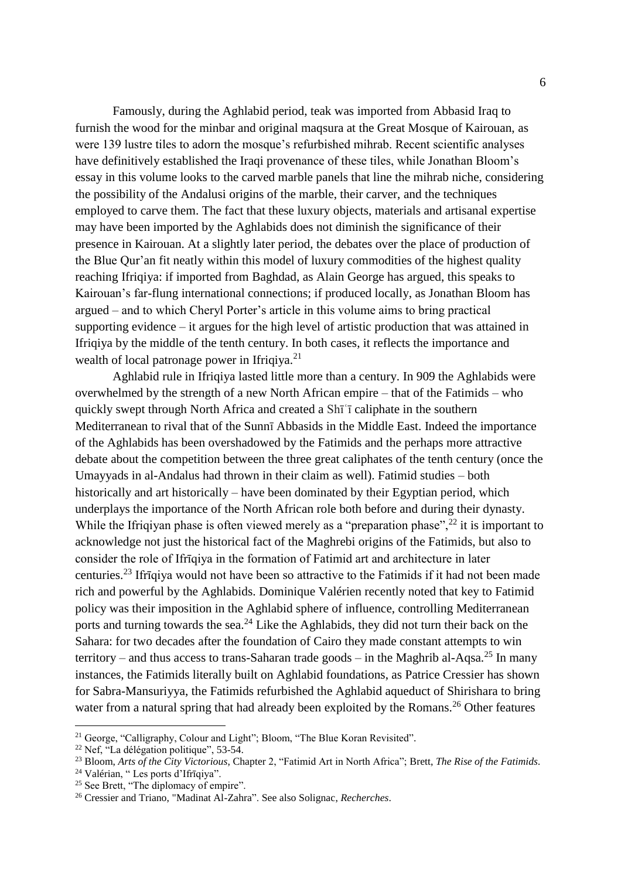Famously, during the Aghlabid period, teak was imported from Abbasid Iraq to furnish the wood for the minbar and original maqsura at the Great Mosque of Kairouan, as were 139 lustre tiles to adorn the mosque's refurbished mihrab. Recent scientific analyses have definitively established the Iraqi provenance of these tiles, while Jonathan Bloom's essay in this volume looks to the carved marble panels that line the mihrab niche, considering the possibility of the Andalusi origins of the marble, their carver, and the techniques employed to carve them. The fact that these luxury objects, materials and artisanal expertise may have been imported by the Aghlabids does not diminish the significance of their presence in Kairouan. At a slightly later period, the debates over the place of production of the Blue Qur'an fit neatly within this model of luxury commodities of the highest quality reaching Ifriqiya: if imported from Baghdad, as Alain George has argued, this speaks to Kairouan's far-flung international connections; if produced locally, as Jonathan Bloom has argued – and to which Cheryl Porter's article in this volume aims to bring practical supporting evidence – it argues for the high level of artistic production that was attained in Ifriqiya by the middle of the tenth century. In both cases, it reflects the importance and wealth of local patronage power in Ifriqiya.[21]

Aghlabid rule in Ifriqiya lasted little more than a century. In 909 the Aghlabids were overwhelmed by the strength of a new North African empire – that of the Fatimids – who quickly swept through North Africa and created a Shīʿī caliphate in the southern Mediterranean to rival that of the Sunnī Abbasids in the Middle East. Indeed the importance of the Aghlabids has been overshadowed by the Fatimids and the perhaps more attractive debate about the competition between the three great caliphates of the tenth century (once the Umayyads in al-Andalus had thrown in their claim as well). Fatimid studies – both historically and art historically – have been dominated by their Egyptian period, which underplays the importance of the North African role both before and during their dynasty. While the Ifriqiyan phase is often viewed merely as a "preparation phase",[22] it is important to acknowledge not just the historical fact of the Maghrebi origins of the Fatimids, but also to consider the role of Ifrīqiya in the formation of Fatimid art and architecture in later centuries.[23] Ifrīqiya would not have been so attractive to the Fatimids if it had not been made rich and powerful by the Aghlabids. Dominique Valérien recently noted that key to Fatimid policy was their imposition in the Aghlabid sphere of influence, controlling Mediterranean ports and turning towards the sea.[24] Like the Aghlabids, they did not turn their back on the Sahara: for two decades after the foundation of Cairo they made constant attempts to win territory – and thus access to trans-Saharan trade goods – in the Maghrib al-Aqsa.[25] In many instances, the Fatimids literally built on Aghlabid foundations, as Patrice Cressier has shown for Sabra-Mansuriyya, the Fatimids refurbished the Aghlabid aqueduct of Shirishara to bring water from a natural spring that had already been exploited by the Romans.[26] Other features

---

[21] George, "Calligraphy, Colour and Light"; Bloom, "The Blue Koran Revisited".

[22] Nef, "La délégation politique", 53-54.

[23] Bloom, *Arts of the City Victorious*, Chapter 2, "Fatimid Art in North Africa"; Brett, *The Rise of the Fatimids*.

[24] Valérian, " Les ports d'Ifrīqiya".

[25] See Brett, "The diplomacy of empire".

[26] Cressier and Triano, "Madinat Al-Zahra". See also Solignac, *Recherches*.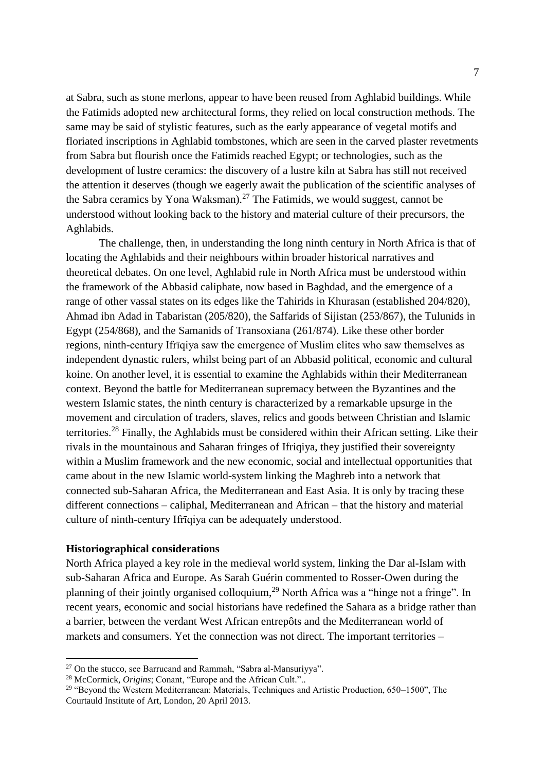at Sabra, such as stone merlons, appear to have been reused from Aghlabid buildings. While the Fatimids adopted new architectural forms, they relied on local construction methods. The same may be said of stylistic features, such as the early appearance of vegetal motifs and floriated inscriptions in Aghlabid tombstones, which are seen in the carved plaster revetments from Sabra but flourish once the Fatimids reached Egypt; or technologies, such as the development of lustre ceramics: the discovery of a lustre kiln at Sabra has still not received the attention it deserves (though we eagerly await the publication of the scientific analyses of the Sabra ceramics by Yona Waksman).[27] The Fatimids, we would suggest, cannot be understood without looking back to the history and material culture of their precursors, the Aghlabids.

The challenge, then, in understanding the long ninth century in North Africa is that of locating the Aghlabids and their neighbours within broader historical narratives and theoretical debates. On one level, Aghlabid rule in North Africa must be understood within the framework of the Abbasid caliphate, now based in Baghdad, and the emergence of a range of other vassal states on its edges like the Tahirids in Khurasan (established 204/820), Ahmad ibn Adad in Tabaristan (205/820), the Saffarids of Sijistan (253/867), the Tulunids in Egypt (254/868), and the Samanids of Transoxiana (261/874). Like these other border regions, ninth-century Ifrīqiya saw the emergence of Muslim elites who saw themselves as independent dynastic rulers, whilst being part of an Abbasid political, economic and cultural koine. On another level, it is essential to examine the Aghlabids within their Mediterranean context. Beyond the battle for Mediterranean supremacy between the Byzantines and the western Islamic states, the ninth century is characterized by a remarkable upsurge in the movement and circulation of traders, slaves, relics and goods between Christian and Islamic territories.[28] Finally, the Aghlabids must be considered within their African setting. Like their rivals in the mountainous and Saharan fringes of Ifriqiya, they justified their sovereignty within a Muslim framework and the new economic, social and intellectual opportunities that came about in the new Islamic world-system linking the Maghreb into a network that connected sub-Saharan Africa, the Mediterranean and East Asia. It is only by tracing these different connections – caliphal, Mediterranean and African – that the history and material culture of ninth-century Ifrīqiya can be adequately understood.

**Historiographical considerations**

North Africa played a key role in the medieval world system, linking the Dar al-Islam with sub-Saharan Africa and Europe. As Sarah Guérin commented to Rosser-Owen during the planning of their jointly organised colloquium,[29] North Africa was a "hinge not a fringe". In recent years, economic and social historians have redefined the Sahara as a bridge rather than a barrier, between the verdant West African entrepôts and the Mediterranean world of markets and consumers. Yet the connection was not direct. The important territories –

[27] On the stucco, see Barrucand and Rammah, "Sabra al-Mansuriyya".

[28] McCormick, *Origins*; Conant, "Europe and the African Cult."..

[29] "Beyond the Western Mediterranean: Materials, Techniques and Artistic Production, 650–1500", The Courtauld Institute of Art, London, 20 April 2013.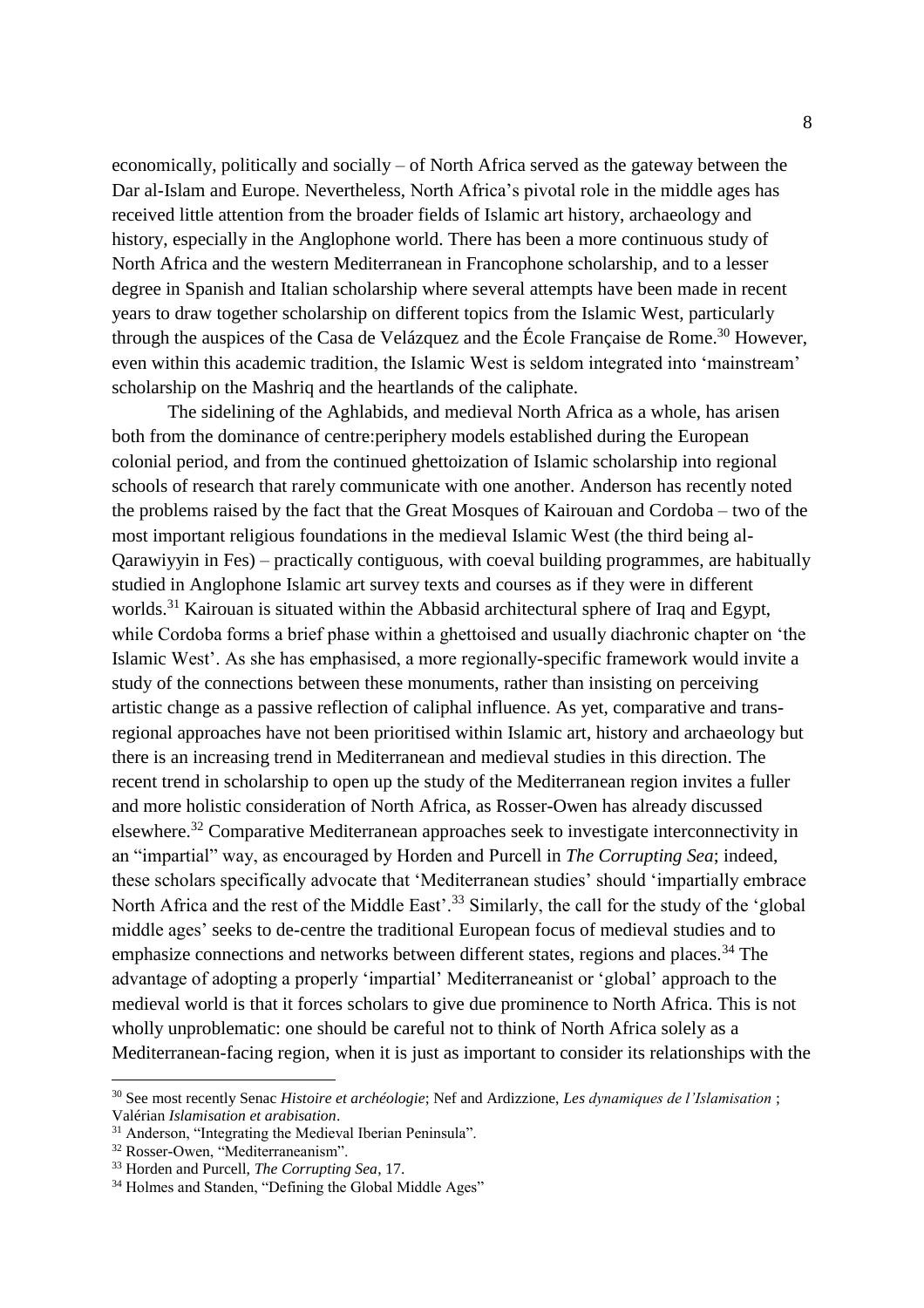economically, politically and socially – of North Africa served as the gateway between the Dar al-Islam and Europe. Nevertheless, North Africa's pivotal role in the middle ages has received little attention from the broader fields of Islamic art history, archaeology and history, especially in the Anglophone world. There has been a more continuous study of North Africa and the western Mediterranean in Francophone scholarship, and to a lesser degree in Spanish and Italian scholarship where several attempts have been made in recent years to draw together scholarship on different topics from the Islamic West, particularly through the auspices of the Casa de Velázquez and the École Française de Rome.[30] However, even within this academic tradition, the Islamic West is seldom integrated into 'mainstream' scholarship on the Mashriq and the heartlands of the caliphate.

The sidelining of the Aghlabids, and medieval North Africa as a whole, has arisen both from the dominance of centre:periphery models established during the European colonial period, and from the continued ghettoization of Islamic scholarship into regional schools of research that rarely communicate with one another. Anderson has recently noted the problems raised by the fact that the Great Mosques of Kairouan and Cordoba – two of the most important religious foundations in the medieval Islamic West (the third being al-Qarawiyyin in Fes) – practically contiguous, with coeval building programmes, are habitually studied in Anglophone Islamic art survey texts and courses as if they were in different worlds.[31] Kairouan is situated within the Abbasid architectural sphere of Iraq and Egypt, while Cordoba forms a brief phase within a ghettoised and usually diachronic chapter on 'the Islamic West'. As she has emphasised, a more regionally-specific framework would invite a study of the connections between these monuments, rather than insisting on perceiving artistic change as a passive reflection of caliphal influence. As yet, comparative and trans-regional approaches have not been prioritised within Islamic art, history and archaeology but there is an increasing trend in Mediterranean and medieval studies in this direction. The recent trend in scholarship to open up the study of the Mediterranean region invites a fuller and more holistic consideration of North Africa, as Rosser-Owen has already discussed elsewhere.[32] Comparative Mediterranean approaches seek to investigate interconnectivity in an "impartial" way, as encouraged by Horden and Purcell in *The Corrupting Sea*; indeed, these scholars specifically advocate that 'Mediterranean studies' should 'impartially embrace North Africa and the rest of the Middle East'.[33] Similarly, the call for the study of the 'global middle ages' seeks to de-centre the traditional European focus of medieval studies and to emphasize connections and networks between different states, regions and places.[34] The advantage of adopting a properly 'impartial' Mediterraneanist or 'global' approach to the medieval world is that it forces scholars to give due prominence to North Africa. This is not wholly unproblematic: one should be careful not to think of North Africa solely as a Mediterranean-facing region, when it is just as important to consider its relationships with the

---

[30] See most recently Senac *Histoire et archéologie*; Nef and Ardizzione, *Les dynamiques de l'Islamisation* ; Valérian *Islamisation et arabisation*.

[31] Anderson, "Integrating the Medieval Iberian Peninsula".

[32] Rosser-Owen, "Mediterraneanism".

[33] Horden and Purcell, *The Corrupting Sea*, 17.

[34] Holmes and Standen, "Defining the Global Middle Ages"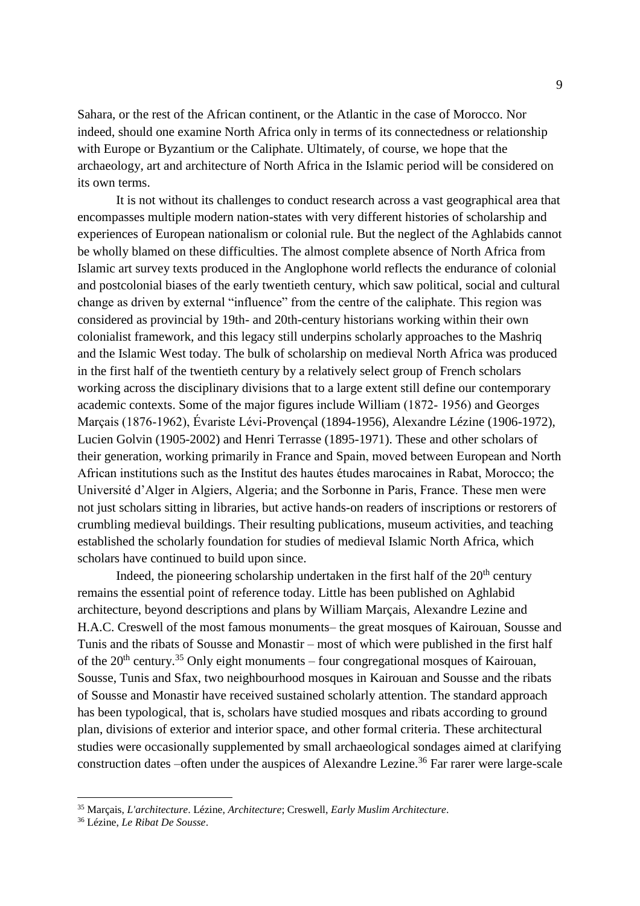Sahara, or the rest of the African continent, or the Atlantic in the case of Morocco. Nor indeed, should one examine North Africa only in terms of its connectedness or relationship with Europe or Byzantium or the Caliphate. Ultimately, of course, we hope that the archaeology, art and architecture of North Africa in the Islamic period will be considered on its own terms.

It is not without its challenges to conduct research across a vast geographical area that encompasses multiple modern nation-states with very different histories of scholarship and experiences of European nationalism or colonial rule. But the neglect of the Aghlabids cannot be wholly blamed on these difficulties. The almost complete absence of North Africa from Islamic art survey texts produced in the Anglophone world reflects the endurance of colonial and postcolonial biases of the early twentieth century, which saw political, social and cultural change as driven by external "influence" from the centre of the caliphate. This region was considered as provincial by 19th- and 20th-century historians working within their own colonialist framework, and this legacy still underpins scholarly approaches to the Mashriq and the Islamic West today. The bulk of scholarship on medieval North Africa was produced in the first half of the twentieth century by a relatively select group of French scholars working across the disciplinary divisions that to a large extent still define our contemporary academic contexts. Some of the major figures include William (1872- 1956) and Georges Marçais (1876-1962), Évariste Lévi-Provençal (1894-1956), Alexandre Lézine (1906-1972), Lucien Golvin (1905-2002) and Henri Terrasse (1895-1971). These and other scholars of their generation, working primarily in France and Spain, moved between European and North African institutions such as the Institut des hautes études marocaines in Rabat, Morocco; the Université d'Alger in Algiers, Algeria; and the Sorbonne in Paris, France. These men were not just scholars sitting in libraries, but active hands-on readers of inscriptions or restorers of crumbling medieval buildings. Their resulting publications, museum activities, and teaching established the scholarly foundation for studies of medieval Islamic North Africa, which scholars have continued to build upon since.

Indeed, the pioneering scholarship undertaken in the first half of the 20th century remains the essential point of reference today. Little has been published on Aghlabid architecture, beyond descriptions and plans by William Marçais, Alexandre Lezine and H.A.C. Creswell of the most famous monuments– the great mosques of Kairouan, Sousse and Tunis and the ribats of Sousse and Monastir – most of which were published in the first half of the 20th century.[35] Only eight monuments – four congregational mosques of Kairouan, Sousse, Tunis and Sfax, two neighbourhood mosques in Kairouan and Sousse and the ribats of Sousse and Monastir have received sustained scholarly attention. The standard approach has been typological, that is, scholars have studied mosques and ribats according to ground plan, divisions of exterior and interior space, and other formal criteria. These architectural studies were occasionally supplemented by small archaeological sondages aimed at clarifying construction dates –often under the auspices of Alexandre Lezine.[36] Far rarer were large-scale

---

[35] Marçais, *L'architecture*. Lézine, *Architecture*; Creswell, *Early Muslim Architecture*.

[36] Lézine, *Le Ribat De Sousse*.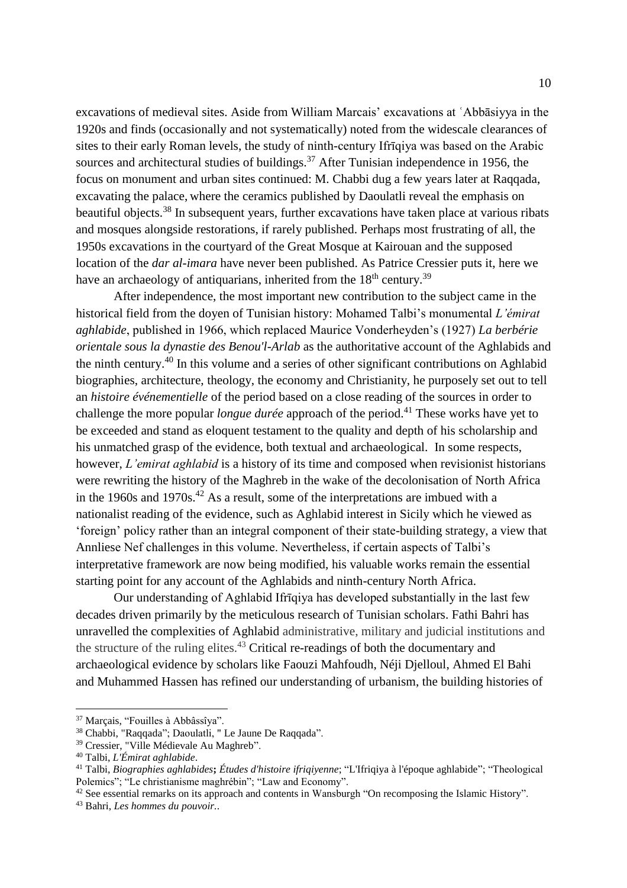excavations of medieval sites. Aside from William Marcais' excavations at ʿAbbāsiyya in the 1920s and finds (occasionally and not systematically) noted from the widescale clearances of sites to their early Roman levels, the study of ninth-century Ifrīqiya was based on the Arabic sources and architectural studies of buildings.[37] After Tunisian independence in 1956, the focus on monument and urban sites continued: M. Chabbi dug a few years later at Raqqada, excavating the palace, where the ceramics published by Daoulatli reveal the emphasis on beautiful objects.[38] In subsequent years, further excavations have taken place at various ribats and mosques alongside restorations, if rarely published. Perhaps most frustrating of all, the 1950s excavations in the courtyard of the Great Mosque at Kairouan and the supposed location of the *dar al-imara* have never been published. As Patrice Cressier puts it, here we have an archaeology of antiquarians, inherited from the 18th century.[39]

After independence, the most important new contribution to the subject came in the historical field from the doyen of Tunisian history: Mohamed Talbi's monumental *L'émirat aghlabide*, published in 1966, which replaced Maurice Vonderheyden's (1927) *La berbérie orientale sous la dynastie des Benou'l-Arlab* as the authoritative account of the Aghlabids and the ninth century.[40] In this volume and a series of other significant contributions on Aghlabid biographies, architecture, theology, the economy and Christianity, he purposely set out to tell an *histoire événementielle* of the period based on a close reading of the sources in order to challenge the more popular *longue durée* approach of the period.[41] These works have yet to be exceeded and stand as eloquent testament to the quality and depth of his scholarship and his unmatched grasp of the evidence, both textual and archaeological. In some respects, however, *L'emirat aghlabid* is a history of its time and composed when revisionist historians were rewriting the history of the Maghreb in the wake of the decolonisation of North Africa in the 1960s and 1970s.[42] As a result, some of the interpretations are imbued with a nationalist reading of the evidence, such as Aghlabid interest in Sicily which he viewed as 'foreign' policy rather than an integral component of their state-building strategy, a view that Annliese Nef challenges in this volume. Nevertheless, if certain aspects of Talbi's interpretative framework are now being modified, his valuable works remain the essential starting point for any account of the Aghlabids and ninth-century North Africa.

Our understanding of Aghlabid Ifrīqiya has developed substantially in the last few decades driven primarily by the meticulous research of Tunisian scholars. Fathi Bahri has unravelled the complexities of Aghlabid administrative, military and judicial institutions and the structure of the ruling elites.[43] Critical re-readings of both the documentary and archaeological evidence by scholars like Faouzi Mahfoudh, Néji Djelloul, Ahmed El Bahi and Muhammed Hassen has refined our understanding of urbanism, the building histories of

---

[37] Marçais, "Fouilles à Abbâssîya".

[38] Chabbi, "Raqqada"; Daoulatli, " Le Jaune De Raqqada".

[39] Cressier, "Ville Médievale Au Maghreb".

[40] Talbi, *L'Émirat aghlabide*.

[41] Talbi, *Biographies aghlabides*; *Études d'histoire ifriqiyenne*; "L'Ifriqiya à l'époque aghlabide"; "Theological Polemics"; "Le christianisme maghrébin"; "Law and Economy".

[42] See essential remarks on its approach and contents in Wansburgh "On recomposing the Islamic History".

[43] Bahri, *Les hommes du pouvoir.*.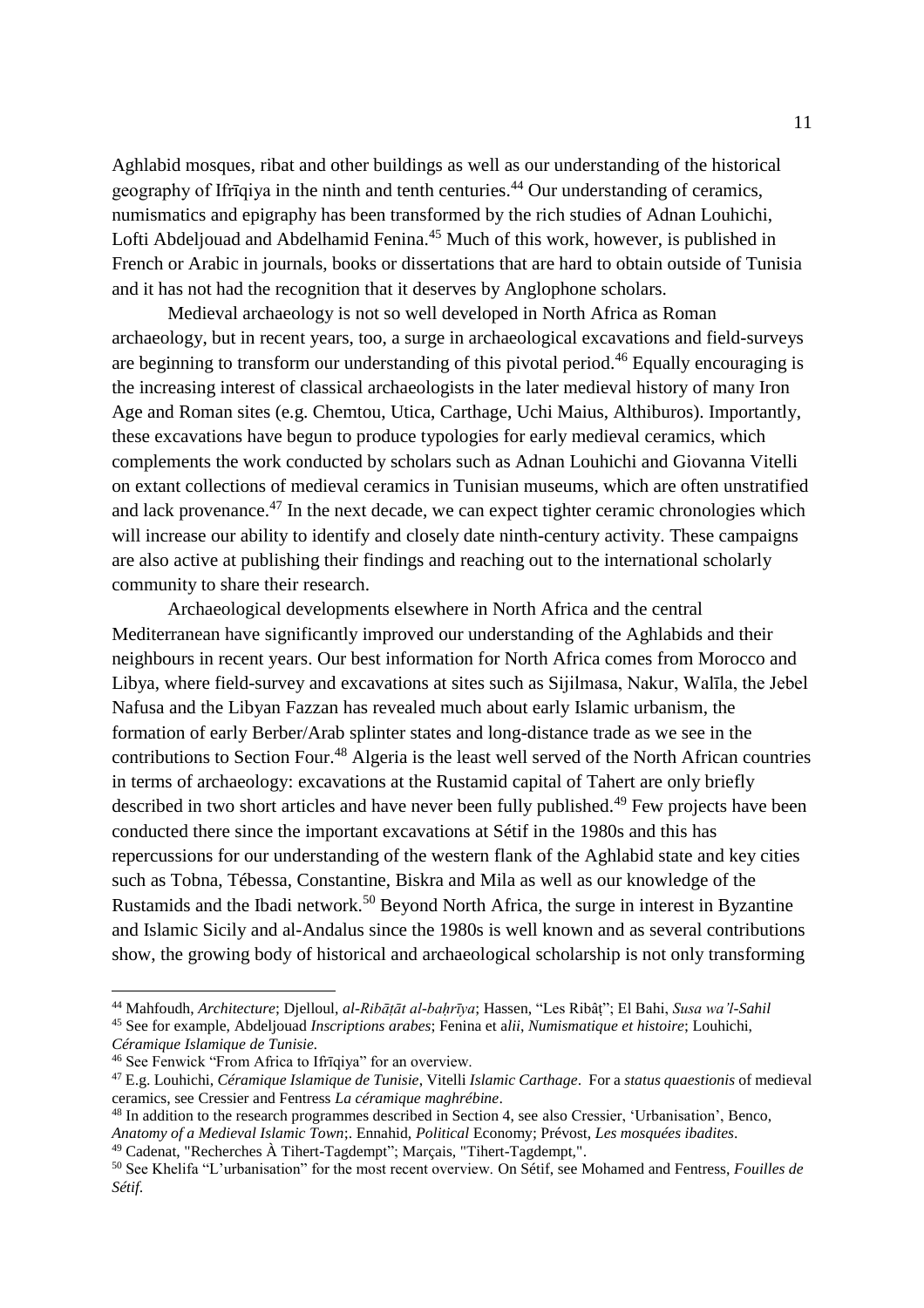Aghlabid mosques, ribat and other buildings as well as our understanding of the historical geography of Ifrīqiya in the ninth and tenth centuries.[44] Our understanding of ceramics, numismatics and epigraphy has been transformed by the rich studies of Adnan Louhichi, Lofti Abdeljouad and Abdelhamid Fenina.[45] Much of this work, however, is published in French or Arabic in journals, books or dissertations that are hard to obtain outside of Tunisia and it has not had the recognition that it deserves by Anglophone scholars.

Medieval archaeology is not so well developed in North Africa as Roman archaeology, but in recent years, too, a surge in archaeological excavations and field-surveys are beginning to transform our understanding of this pivotal period.[46] Equally encouraging is the increasing interest of classical archaeologists in the later medieval history of many Iron Age and Roman sites (e.g. Chemtou, Utica, Carthage, Uchi Maius, Althiburos). Importantly, these excavations have begun to produce typologies for early medieval ceramics, which complements the work conducted by scholars such as Adnan Louhichi and Giovanna Vitelli on extant collections of medieval ceramics in Tunisian museums, which are often unstratified and lack provenance.[47] In the next decade, we can expect tighter ceramic chronologies which will increase our ability to identify and closely date ninth-century activity. These campaigns are also active at publishing their findings and reaching out to the international scholarly community to share their research.

Archaeological developments elsewhere in North Africa and the central Mediterranean have significantly improved our understanding of the Aghlabids and their neighbours in recent years. Our best information for North Africa comes from Morocco and Libya, where field-survey and excavations at sites such as Sijilmasa, Nakur, Walīla, the Jebel Nafusa and the Libyan Fazzan has revealed much about early Islamic urbanism, the formation of early Berber/Arab splinter states and long-distance trade as we see in the contributions to Section Four.[48] Algeria is the least well served of the North African countries in terms of archaeology: excavations at the Rustamid capital of Tahert are only briefly described in two short articles and have never been fully published.[49] Few projects have been conducted there since the important excavations at Sétif in the 1980s and this has repercussions for our understanding of the western flank of the Aghlabid state and key cities such as Tobna, Tébessa, Constantine, Biskra and Mila as well as our knowledge of the Rustamids and the Ibadi network.[50] Beyond North Africa, the surge in interest in Byzantine and Islamic Sicily and al-Andalus since the 1980s is well known and as several contributions show, the growing body of historical and archaeological scholarship is not only transforming

---

[44] Mahfoudh, *Architecture*; Djelloul, *al-Ribāṭāt al-baḥrīya*; Hassen, "Les Ribâṭ"; El Bahi, *Susa wa'l-Sahil*

[45] See for example, Abdeljouad *Inscriptions arabes*; Fenina et a*lii*, *Numismatique et histoire*; Louhichi, *Céramique Islamique de Tunisie.*

[46] See Fenwick "From Africa to Ifrīqiya" for an overview.

[47] E.g. Louhichi, *Céramique Islamique de Tunisie*, Vitelli *Islamic Carthage*. For a *status quaestionis* of medieval ceramics, see Cressier and Fentress *La céramique maghrébine*.

[48] In addition to the research programmes described in Section 4, see also Cressier, 'Urbanisation', Benco, *Anatomy of a Medieval Islamic Town*;. Ennahid, *Political* Economy; Prévost, *Les mosquées ibadites*.

[49] Cadenat, "Recherches À Tihert-Tagdempt"; Marçais, "Tihert-Tagdempt,".

[50] See Khelifa "L'urbanisation" for the most recent overview. On Sétif, see Mohamed and Fentress, *Fouilles de Sétif.*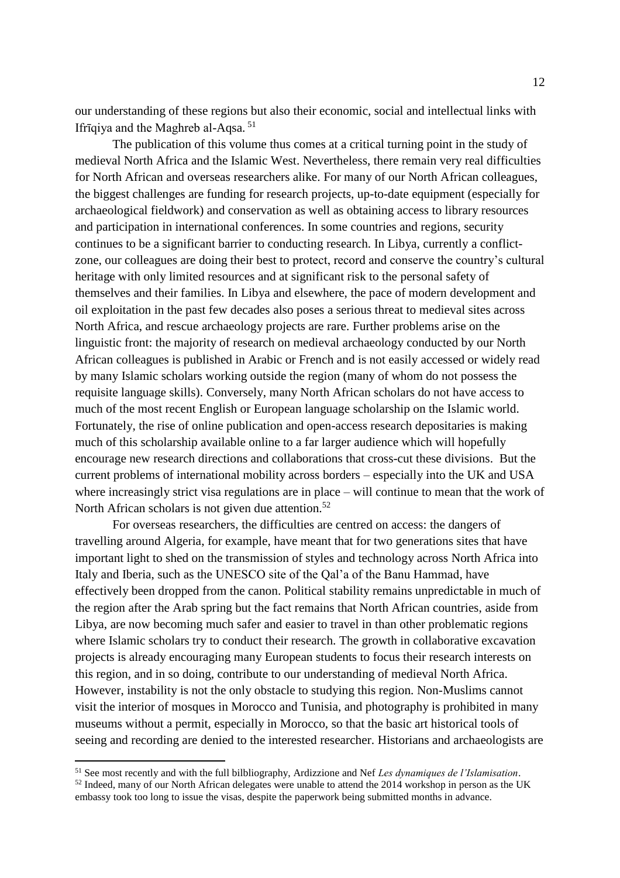our understanding of these regions but also their economic, social and intellectual links with Ifrīqiya and the Maghreb al-Aqsa. [51]

The publication of this volume thus comes at a critical turning point in the study of medieval North Africa and the Islamic West. Nevertheless, there remain very real difficulties for North African and overseas researchers alike. For many of our North African colleagues, the biggest challenges are funding for research projects, up-to-date equipment (especially for archaeological fieldwork) and conservation as well as obtaining access to library resources and participation in international conferences. In some countries and regions, security continues to be a significant barrier to conducting research. In Libya, currently a conflict-zone, our colleagues are doing their best to protect, record and conserve the country's cultural heritage with only limited resources and at significant risk to the personal safety of themselves and their families. In Libya and elsewhere, the pace of modern development and oil exploitation in the past few decades also poses a serious threat to medieval sites across North Africa, and rescue archaeology projects are rare. Further problems arise on the linguistic front: the majority of research on medieval archaeology conducted by our North African colleagues is published in Arabic or French and is not easily accessed or widely read by many Islamic scholars working outside the region (many of whom do not possess the requisite language skills). Conversely, many North African scholars do not have access to much of the most recent English or European language scholarship on the Islamic world. Fortunately, the rise of online publication and open-access research depositaries is making much of this scholarship available online to a far larger audience which will hopefully encourage new research directions and collaborations that cross-cut these divisions. But the current problems of international mobility across borders – especially into the UK and USA where increasingly strict visa regulations are in place – will continue to mean that the work of North African scholars is not given due attention.[52]

For overseas researchers, the difficulties are centred on access: the dangers of travelling around Algeria, for example, have meant that for two generations sites that have important light to shed on the transmission of styles and technology across North Africa into Italy and Iberia, such as the UNESCO site of the Qal'a of the Banu Hammad, have effectively been dropped from the canon. Political stability remains unpredictable in much of the region after the Arab spring but the fact remains that North African countries, aside from Libya, are now becoming much safer and easier to travel in than other problematic regions where Islamic scholars try to conduct their research. The growth in collaborative excavation projects is already encouraging many European students to focus their research interests on this region, and in so doing, contribute to our understanding of medieval North Africa. However, instability is not the only obstacle to studying this region. Non-Muslims cannot visit the interior of mosques in Morocco and Tunisia, and photography is prohibited in many museums without a permit, especially in Morocco, so that the basic art historical tools of seeing and recording are denied to the interested researcher. Historians and archaeologists are

[51] See most recently and with the full bilbliography, Ardizzione and Nef *Les dynamiques de l'Islamisation*.

[52] Indeed, many of our North African delegates were unable to attend the 2014 workshop in person as the UK embassy took too long to issue the visas, despite the paperwork being submitted months in advance.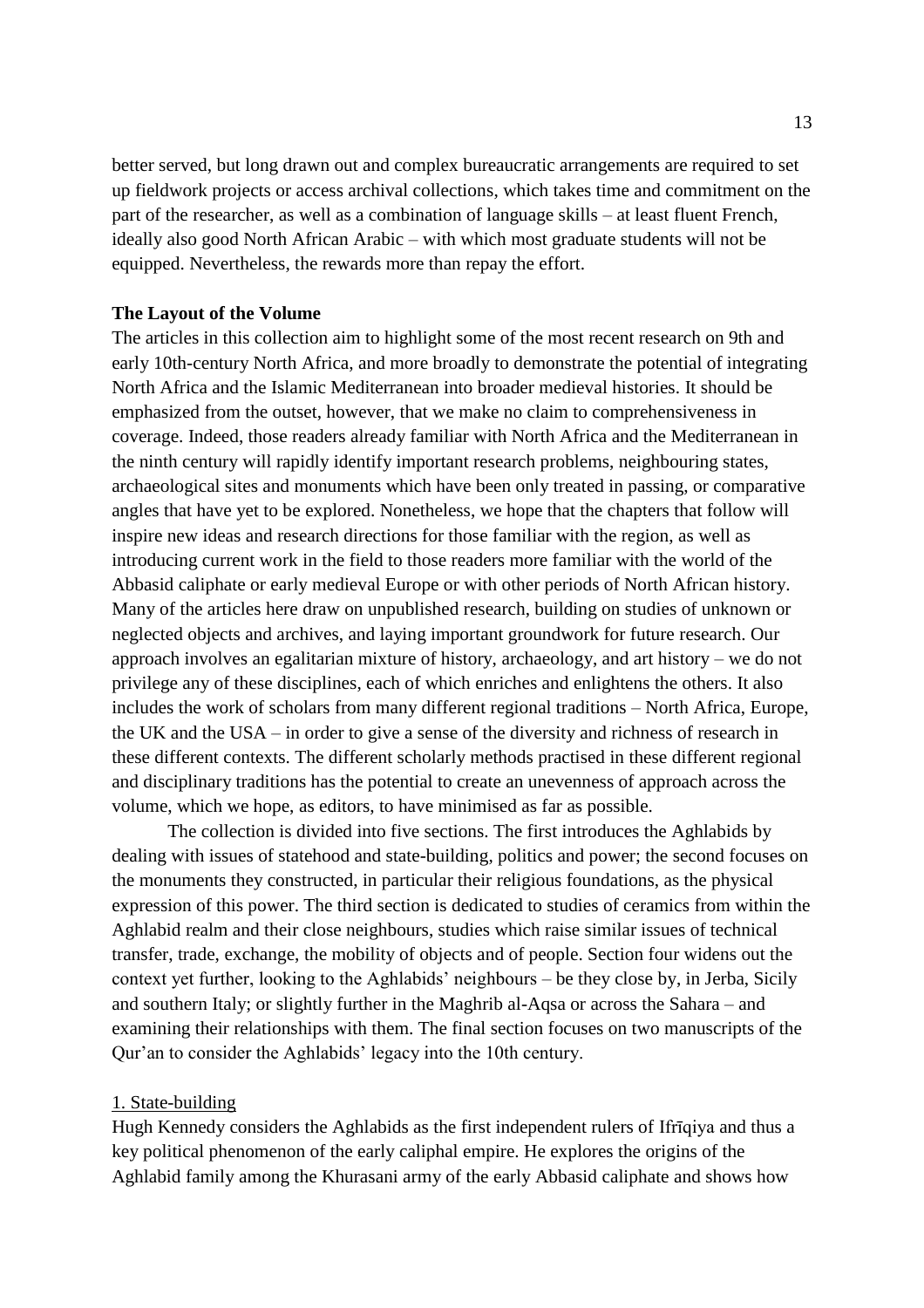better served, but long drawn out and complex bureaucratic arrangements are required to set up fieldwork projects or access archival collections, which takes time and commitment on the part of the researcher, as well as a combination of language skills – at least fluent French, ideally also good North African Arabic – with which most graduate students will not be equipped. Nevertheless, the rewards more than repay the effort.

**The Layout of the Volume**

The articles in this collection aim to highlight some of the most recent research on 9th and early 10th-century North Africa, and more broadly to demonstrate the potential of integrating North Africa and the Islamic Mediterranean into broader medieval histories. It should be emphasized from the outset, however, that we make no claim to comprehensiveness in coverage. Indeed, those readers already familiar with North Africa and the Mediterranean in the ninth century will rapidly identify important research problems, neighbouring states, archaeological sites and monuments which have been only treated in passing, or comparative angles that have yet to be explored. Nonetheless, we hope that the chapters that follow will inspire new ideas and research directions for those familiar with the region, as well as introducing current work in the field to those readers more familiar with the world of the Abbasid caliphate or early medieval Europe or with other periods of North African history. Many of the articles here draw on unpublished research, building on studies of unknown or neglected objects and archives, and laying important groundwork for future research. Our approach involves an egalitarian mixture of history, archaeology, and art history – we do not privilege any of these disciplines, each of which enriches and enlightens the others. It also includes the work of scholars from many different regional traditions – North Africa, Europe, the UK and the USA – in order to give a sense of the diversity and richness of research in these different contexts. The different scholarly methods practised in these different regional and disciplinary traditions has the potential to create an unevenness of approach across the volume, which we hope, as editors, to have minimised as far as possible.

The collection is divided into five sections. The first introduces the Aghlabids by dealing with issues of statehood and state-building, politics and power; the second focuses on the monuments they constructed, in particular their religious foundations, as the physical expression of this power. The third section is dedicated to studies of ceramics from within the Aghlabid realm and their close neighbours, studies which raise similar issues of technical transfer, trade, exchange, the mobility of objects and of people. Section four widens out the context yet further, looking to the Aghlabids' neighbours – be they close by, in Jerba, Sicily and southern Italy; or slightly further in the Maghrib al-Aqsa or across the Sahara – and examining their relationships with them. The final section focuses on two manuscripts of the Qur'an to consider the Aghlabids' legacy into the 10th century.

1. State-building

Hugh Kennedy considers the Aghlabids as the first independent rulers of Ifrīqiya and thus a key political phenomenon of the early caliphal empire. He explores the origins of the Aghlabid family among the Khurasani army of the early Abbasid caliphate and shows how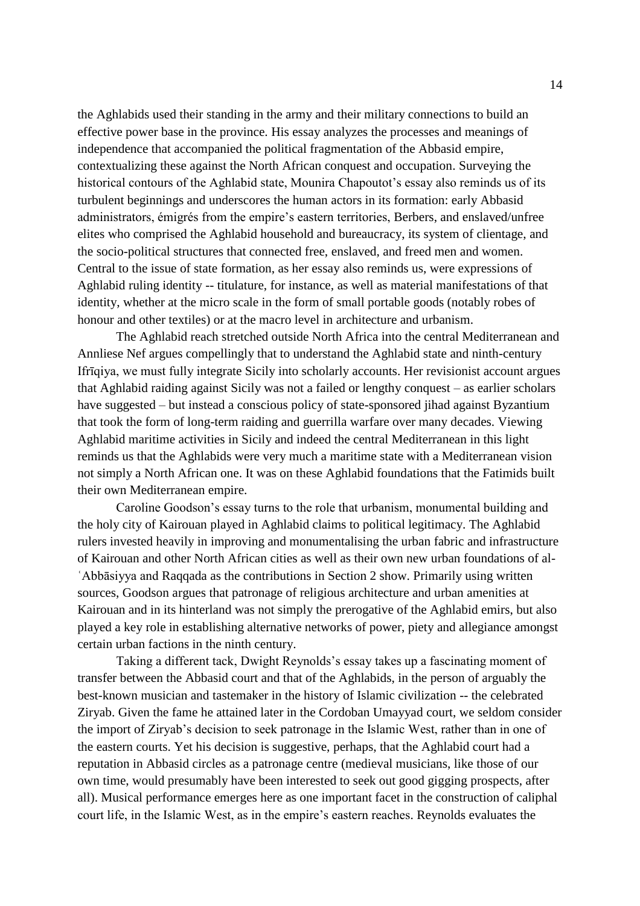the Aghlabids used their standing in the army and their military connections to build an effective power base in the province. His essay analyzes the processes and meanings of independence that accompanied the political fragmentation of the Abbasid empire, contextualizing these against the North African conquest and occupation. Surveying the historical contours of the Aghlabid state, Mounira Chapoutot's essay also reminds us of its turbulent beginnings and underscores the human actors in its formation: early Abbasid administrators, émigrés from the empire's eastern territories, Berbers, and enslaved/unfree elites who comprised the Aghlabid household and bureaucracy, its system of clientage, and the socio-political structures that connected free, enslaved, and freed men and women. Central to the issue of state formation, as her essay also reminds us, were expressions of Aghlabid ruling identity -- titulature, for instance, as well as material manifestations of that identity, whether at the micro scale in the form of small portable goods (notably robes of honour and other textiles) or at the macro level in architecture and urbanism.

The Aghlabid reach stretched outside North Africa into the central Mediterranean and Annliese Nef argues compellingly that to understand the Aghlabid state and ninth-century Ifrīqiya, we must fully integrate Sicily into scholarly accounts. Her revisionist account argues that Aghlabid raiding against Sicily was not a failed or lengthy conquest – as earlier scholars have suggested – but instead a conscious policy of state-sponsored jihad against Byzantium that took the form of long-term raiding and guerrilla warfare over many decades. Viewing Aghlabid maritime activities in Sicily and indeed the central Mediterranean in this light reminds us that the Aghlabids were very much a maritime state with a Mediterranean vision not simply a North African one. It was on these Aghlabid foundations that the Fatimids built their own Mediterranean empire.

Caroline Goodson's essay turns to the role that urbanism, monumental building and the holy city of Kairouan played in Aghlabid claims to political legitimacy. The Aghlabid rulers invested heavily in improving and monumentalising the urban fabric and infrastructure of Kairouan and other North African cities as well as their own new urban foundations of al-ʿAbbāsiyya and Raqqada as the contributions in Section 2 show. Primarily using written sources, Goodson argues that patronage of religious architecture and urban amenities at Kairouan and in its hinterland was not simply the prerogative of the Aghlabid emirs, but also played a key role in establishing alternative networks of power, piety and allegiance amongst certain urban factions in the ninth century.

Taking a different tack, Dwight Reynolds's essay takes up a fascinating moment of transfer between the Abbasid court and that of the Aghlabids, in the person of arguably the best-known musician and tastemaker in the history of Islamic civilization -- the celebrated Ziryab. Given the fame he attained later in the Cordoban Umayyad court, we seldom consider the import of Ziryab's decision to seek patronage in the Islamic West, rather than in one of the eastern courts. Yet his decision is suggestive, perhaps, that the Aghlabid court had a reputation in Abbasid circles as a patronage centre (medieval musicians, like those of our own time, would presumably have been interested to seek out good gigging prospects, after all). Musical performance emerges here as one important facet in the construction of caliphal court life, in the Islamic West, as in the empire's eastern reaches. Reynolds evaluates the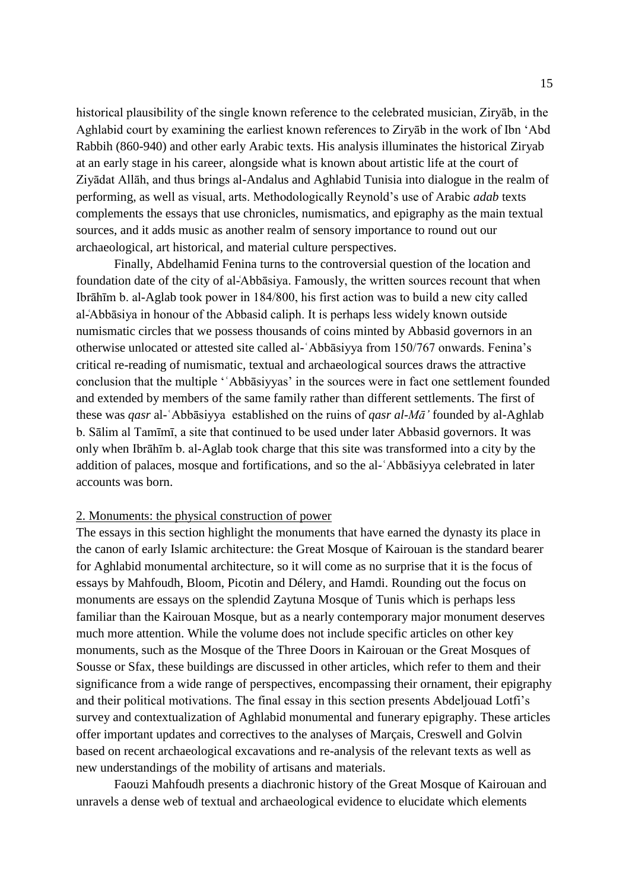historical plausibility of the single known reference to the celebrated musician, Ziryāb, in the Aghlabid court by examining the earliest known references to Ziryāb in the work of Ibn 'Abd Rabbih (860-940) and other early Arabic texts. His analysis illuminates the historical Ziryab at an early stage in his career, alongside what is known about artistic life at the court of Ziyādat Allāh, and thus brings al-Andalus and Aghlabid Tunisia into dialogue in the realm of performing, as well as visual, arts. Methodologically Reynold's use of Arabic *adab* texts complements the essays that use chronicles, numismatics, and epigraphy as the main textual sources, and it adds music as another realm of sensory importance to round out our archaeological, art historical, and material culture perspectives.

Finally, Abdelhamid Fenina turns to the controversial question of the location and foundation date of the city of al-ʿAbbāsiya. Famously, the written sources recount that when Ibrāhīm b. al-Aglab took power in 184/800, his first action was to build a new city called al-ʿAbbāsiya in honour of the Abbasid caliph. It is perhaps less widely known outside numismatic circles that we possess thousands of coins minted by Abbasid governors in an otherwise unlocated or attested site called al-ʿAbbāsiyya from 150/767 onwards. Fenina's critical re-reading of numismatic, textual and archaeological sources draws the attractive conclusion that the multiple 'ʿAbbāsiyyas' in the sources were in fact one settlement founded and extended by members of the same family rather than different settlements. The first of these was *qasr* al-ʿAbbāsiyya established on the ruins of *qasr al-Mā'* founded by al-Aghlab b. Sālim al Tamīmī, a site that continued to be used under later Abbasid governors. It was only when Ibrāhīm b. al-Aglab took charge that this site was transformed into a city by the addition of palaces, mosque and fortifications, and so the al-ʿAbbāsiyya celebrated in later accounts was born.

## 2. Monuments: the physical construction of power

The essays in this section highlight the monuments that have earned the dynasty its place in the canon of early Islamic architecture: the Great Mosque of Kairouan is the standard bearer for Aghlabid monumental architecture, so it will come as no surprise that it is the focus of essays by Mahfoudh, Bloom, Picotin and Délery, and Hamdi. Rounding out the focus on monuments are essays on the splendid Zaytuna Mosque of Tunis which is perhaps less familiar than the Kairouan Mosque, but as a nearly contemporary major monument deserves much more attention. While the volume does not include specific articles on other key monuments, such as the Mosque of the Three Doors in Kairouan or the Great Mosques of Sousse or Sfax, these buildings are discussed in other articles, which refer to them and their significance from a wide range of perspectives, encompassing their ornament, their epigraphy and their political motivations. The final essay in this section presents Abdeljouad Lotfi's survey and contextualization of Aghlabid monumental and funerary epigraphy. These articles offer important updates and correctives to the analyses of Marçais, Creswell and Golvin based on recent archaeological excavations and re-analysis of the relevant texts as well as new understandings of the mobility of artisans and materials.

Faouzi Mahfoudh presents a diachronic history of the Great Mosque of Kairouan and unravels a dense web of textual and archaeological evidence to elucidate which elements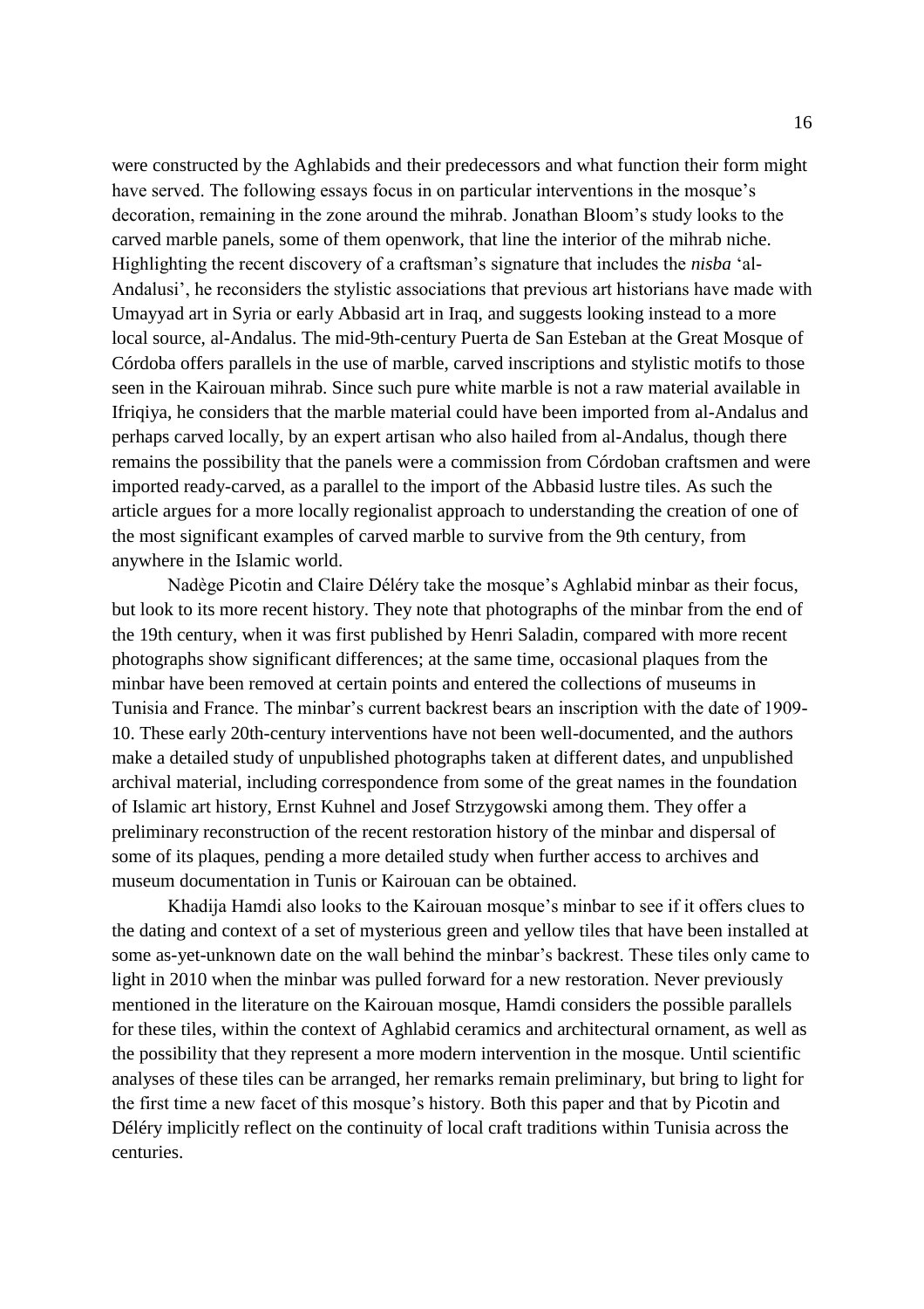were constructed by the Aghlabids and their predecessors and what function their form might have served. The following essays focus in on particular interventions in the mosque's decoration, remaining in the zone around the mihrab. Jonathan Bloom's study looks to the carved marble panels, some of them openwork, that line the interior of the mihrab niche. Highlighting the recent discovery of a craftsman's signature that includes the *nisba* 'al-Andalusi', he reconsiders the stylistic associations that previous art historians have made with Umayyad art in Syria or early Abbasid art in Iraq, and suggests looking instead to a more local source, al-Andalus. The mid-9th-century Puerta de San Esteban at the Great Mosque of Córdoba offers parallels in the use of marble, carved inscriptions and stylistic motifs to those seen in the Kairouan mihrab. Since such pure white marble is not a raw material available in Ifriqiya, he considers that the marble material could have been imported from al-Andalus and perhaps carved locally, by an expert artisan who also hailed from al-Andalus, though there remains the possibility that the panels were a commission from Córdoban craftsmen and were imported ready-carved, as a parallel to the import of the Abbasid lustre tiles. As such the article argues for a more locally regionalist approach to understanding the creation of one of the most significant examples of carved marble to survive from the 9th century, from anywhere in the Islamic world.

Nadège Picotin and Claire Déléry take the mosque's Aghlabid minbar as their focus, but look to its more recent history. They note that photographs of the minbar from the end of the 19th century, when it was first published by Henri Saladin, compared with more recent photographs show significant differences; at the same time, occasional plaques from the minbar have been removed at certain points and entered the collections of museums in Tunisia and France. The minbar's current backrest bears an inscription with the date of 1909-10. These early 20th-century interventions have not been well-documented, and the authors make a detailed study of unpublished photographs taken at different dates, and unpublished archival material, including correspondence from some of the great names in the foundation of Islamic art history, Ernst Kuhnel and Josef Strzygowski among them. They offer a preliminary reconstruction of the recent restoration history of the minbar and dispersal of some of its plaques, pending a more detailed study when further access to archives and museum documentation in Tunis or Kairouan can be obtained.

Khadija Hamdi also looks to the Kairouan mosque's minbar to see if it offers clues to the dating and context of a set of mysterious green and yellow tiles that have been installed at some as-yet-unknown date on the wall behind the minbar's backrest. These tiles only came to light in 2010 when the minbar was pulled forward for a new restoration. Never previously mentioned in the literature on the Kairouan mosque, Hamdi considers the possible parallels for these tiles, within the context of Aghlabid ceramics and architectural ornament, as well as the possibility that they represent a more modern intervention in the mosque. Until scientific analyses of these tiles can be arranged, her remarks remain preliminary, but bring to light for the first time a new facet of this mosque's history. Both this paper and that by Picotin and Déléry implicitly reflect on the continuity of local craft traditions within Tunisia across the centuries.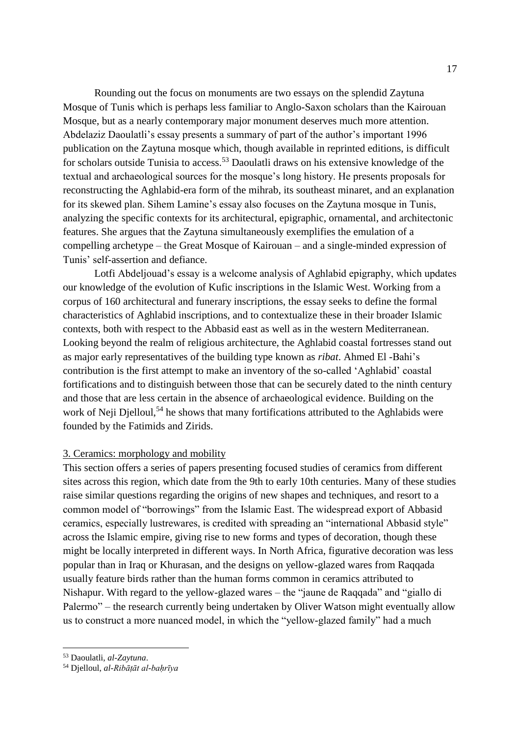Rounding out the focus on monuments are two essays on the splendid Zaytuna Mosque of Tunis which is perhaps less familiar to Anglo-Saxon scholars than the Kairouan Mosque, but as a nearly contemporary major monument deserves much more attention. Abdelaziz Daoulatli's essay presents a summary of part of the author's important 1996 publication on the Zaytuna mosque which, though available in reprinted editions, is difficult for scholars outside Tunisia to access.[53] Daoulatli draws on his extensive knowledge of the textual and archaeological sources for the mosque's long history. He presents proposals for reconstructing the Aghlabid-era form of the mihrab, its southeast minaret, and an explanation for its skewed plan. Sihem Lamine's essay also focuses on the Zaytuna mosque in Tunis, analyzing the specific contexts for its architectural, epigraphic, ornamental, and architectonic features. She argues that the Zaytuna simultaneously exemplifies the emulation of a compelling archetype – the Great Mosque of Kairouan – and a single-minded expression of Tunis' self-assertion and defiance.

Lotfi Abdeljouad's essay is a welcome analysis of Aghlabid epigraphy, which updates our knowledge of the evolution of Kufic inscriptions in the Islamic West. Working from a corpus of 160 architectural and funerary inscriptions, the essay seeks to define the formal characteristics of Aghlabid inscriptions, and to contextualize these in their broader Islamic contexts, both with respect to the Abbasid east as well as in the western Mediterranean. Looking beyond the realm of religious architecture, the Aghlabid coastal fortresses stand out as major early representatives of the building type known as *ribat*. Ahmed El -Bahi's contribution is the first attempt to make an inventory of the so-called 'Aghlabid' coastal fortifications and to distinguish between those that can be securely dated to the ninth century and those that are less certain in the absence of archaeological evidence. Building on the work of Neji Djelloul,[54] he shows that many fortifications attributed to the Aghlabids were founded by the Fatimids and Zirids.

## 3. Ceramics: morphology and mobility

This section offers a series of papers presenting focused studies of ceramics from different sites across this region, which date from the 9th to early 10th centuries. Many of these studies raise similar questions regarding the origins of new shapes and techniques, and resort to a common model of "borrowings" from the Islamic East. The widespread export of Abbasid ceramics, especially lustrewares, is credited with spreading an "international Abbasid style" across the Islamic empire, giving rise to new forms and types of decoration, though these might be locally interpreted in different ways. In North Africa, figurative decoration was less popular than in Iraq or Khurasan, and the designs on yellow-glazed wares from Raqqada usually feature birds rather than the human forms common in ceramics attributed to Nishapur. With regard to the yellow-glazed wares – the "jaune de Raqqada" and "giallo di Palermo" – the research currently being undertaken by Oliver Watson might eventually allow us to construct a more nuanced model, in which the "yellow-glazed family" had a much

---

[53] Daoulatli, *al-Zaytuna*.

[54] Djelloul, *al-Ribāṭāt al-baḥrīya*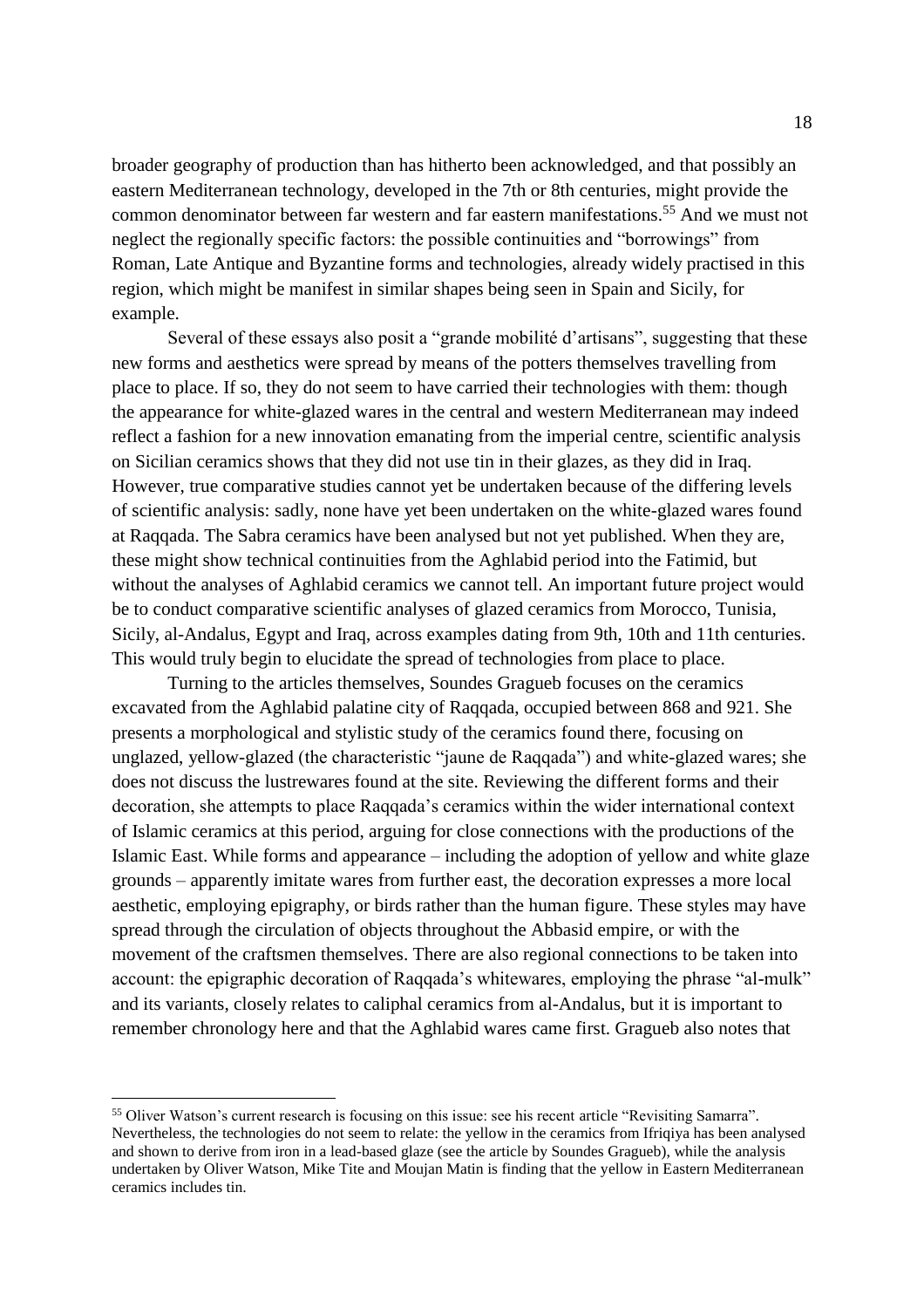broader geography of production than has hitherto been acknowledged, and that possibly an eastern Mediterranean technology, developed in the 7th or 8th centuries, might provide the common denominator between far western and far eastern manifestations.[55] And we must not neglect the regionally specific factors: the possible continuities and "borrowings" from Roman, Late Antique and Byzantine forms and technologies, already widely practised in this region, which might be manifest in similar shapes being seen in Spain and Sicily, for example.

Several of these essays also posit a "grande mobilité d'artisans", suggesting that these new forms and aesthetics were spread by means of the potters themselves travelling from place to place. If so, they do not seem to have carried their technologies with them: though the appearance for white-glazed wares in the central and western Mediterranean may indeed reflect a fashion for a new innovation emanating from the imperial centre, scientific analysis on Sicilian ceramics shows that they did not use tin in their glazes, as they did in Iraq. However, true comparative studies cannot yet be undertaken because of the differing levels of scientific analysis: sadly, none have yet been undertaken on the white-glazed wares found at Raqqada. The Sabra ceramics have been analysed but not yet published. When they are, these might show technical continuities from the Aghlabid period into the Fatimid, but without the analyses of Aghlabid ceramics we cannot tell. An important future project would be to conduct comparative scientific analyses of glazed ceramics from Morocco, Tunisia, Sicily, al-Andalus, Egypt and Iraq, across examples dating from 9th, 10th and 11th centuries. This would truly begin to elucidate the spread of technologies from place to place.

Turning to the articles themselves, Soundes Gragueb focuses on the ceramics excavated from the Aghlabid palatine city of Raqqada, occupied between 868 and 921. She presents a morphological and stylistic study of the ceramics found there, focusing on unglazed, yellow-glazed (the characteristic "jaune de Raqqada") and white-glazed wares; she does not discuss the lustrewares found at the site. Reviewing the different forms and their decoration, she attempts to place Raqqada's ceramics within the wider international context of Islamic ceramics at this period, arguing for close connections with the productions of the Islamic East. While forms and appearance – including the adoption of yellow and white glaze grounds – apparently imitate wares from further east, the decoration expresses a more local aesthetic, employing epigraphy, or birds rather than the human figure. These styles may have spread through the circulation of objects throughout the Abbasid empire, or with the movement of the craftsmen themselves. There are also regional connections to be taken into account: the epigraphic decoration of Raqqada's whitewares, employing the phrase "al-mulk" and its variants, closely relates to caliphal ceramics from al-Andalus, but it is important to remember chronology here and that the Aghlabid wares came first. Gragueb also notes that

[55] Oliver Watson's current research is focusing on this issue: see his recent article "Revisiting Samarra". Nevertheless, the technologies do not seem to relate: the yellow in the ceramics from Ifriqiya has been analysed and shown to derive from iron in a lead-based glaze (see the article by Soundes Gragueb), while the analysis undertaken by Oliver Watson, Mike Tite and Moujan Matin is finding that the yellow in Eastern Mediterranean ceramics includes tin.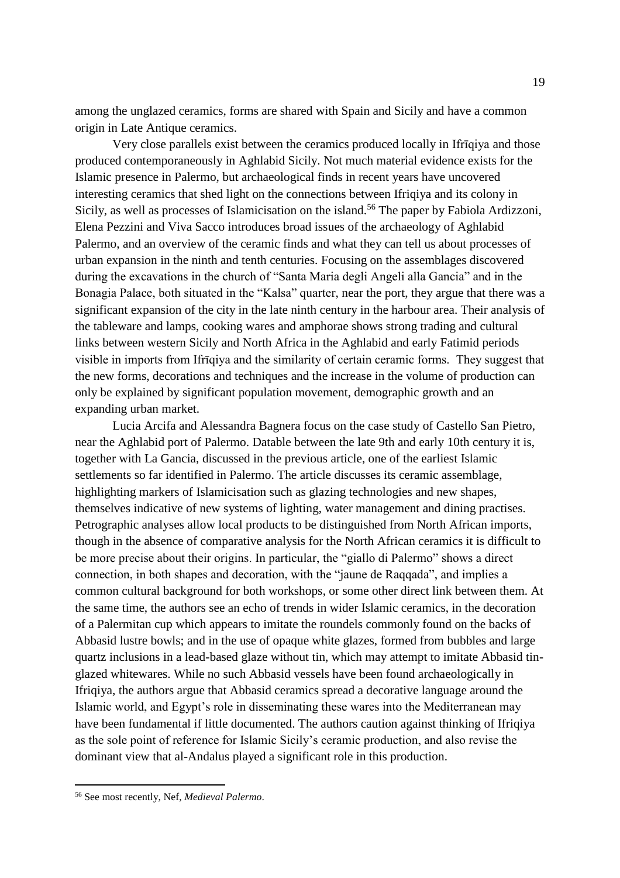among the unglazed ceramics, forms are shared with Spain and Sicily and have a common origin in Late Antique ceramics.

Very close parallels exist between the ceramics produced locally in Ifrīqiya and those produced contemporaneously in Aghlabid Sicily. Not much material evidence exists for the Islamic presence in Palermo, but archaeological finds in recent years have uncovered interesting ceramics that shed light on the connections between Ifriqiya and its colony in Sicily, as well as processes of Islamicisation on the island.[56] The paper by Fabiola Ardizzoni, Elena Pezzini and Viva Sacco introduces broad issues of the archaeology of Aghlabid Palermo, and an overview of the ceramic finds and what they can tell us about processes of urban expansion in the ninth and tenth centuries. Focusing on the assemblages discovered during the excavations in the church of "Santa Maria degli Angeli alla Gancia" and in the Bonagia Palace, both situated in the "Kalsa" quarter, near the port, they argue that there was a significant expansion of the city in the late ninth century in the harbour area. Their analysis of the tableware and lamps, cooking wares and amphorae shows strong trading and cultural links between western Sicily and North Africa in the Aghlabid and early Fatimid periods visible in imports from Ifrīqiya and the similarity of certain ceramic forms. They suggest that the new forms, decorations and techniques and the increase in the volume of production can only be explained by significant population movement, demographic growth and an expanding urban market.

Lucia Arcifa and Alessandra Bagnera focus on the case study of Castello San Pietro, near the Aghlabid port of Palermo. Datable between the late 9th and early 10th century it is, together with La Gancia, discussed in the previous article, one of the earliest Islamic settlements so far identified in Palermo. The article discusses its ceramic assemblage, highlighting markers of Islamicisation such as glazing technologies and new shapes, themselves indicative of new systems of lighting, water management and dining practises. Petrographic analyses allow local products to be distinguished from North African imports, though in the absence of comparative analysis for the North African ceramics it is difficult to be more precise about their origins. In particular, the "giallo di Palermo" shows a direct connection, in both shapes and decoration, with the "jaune de Raqqada", and implies a common cultural background for both workshops, or some other direct link between them. At the same time, the authors see an echo of trends in wider Islamic ceramics, in the decoration of a Palermitan cup which appears to imitate the roundels commonly found on the backs of Abbasid lustre bowls; and in the use of opaque white glazes, formed from bubbles and large quartz inclusions in a lead-based glaze without tin, which may attempt to imitate Abbasid tin-glazed whitewares. While no such Abbasid vessels have been found archaeologically in Ifriqiya, the authors argue that Abbasid ceramics spread a decorative language around the Islamic world, and Egypt's role in disseminating these wares into the Mediterranean may have been fundamental if little documented. The authors caution against thinking of Ifriqiya as the sole point of reference for Islamic Sicily's ceramic production, and also revise the dominant view that al-Andalus played a significant role in this production.

[56] See most recently, Nef, *Medieval Palermo*.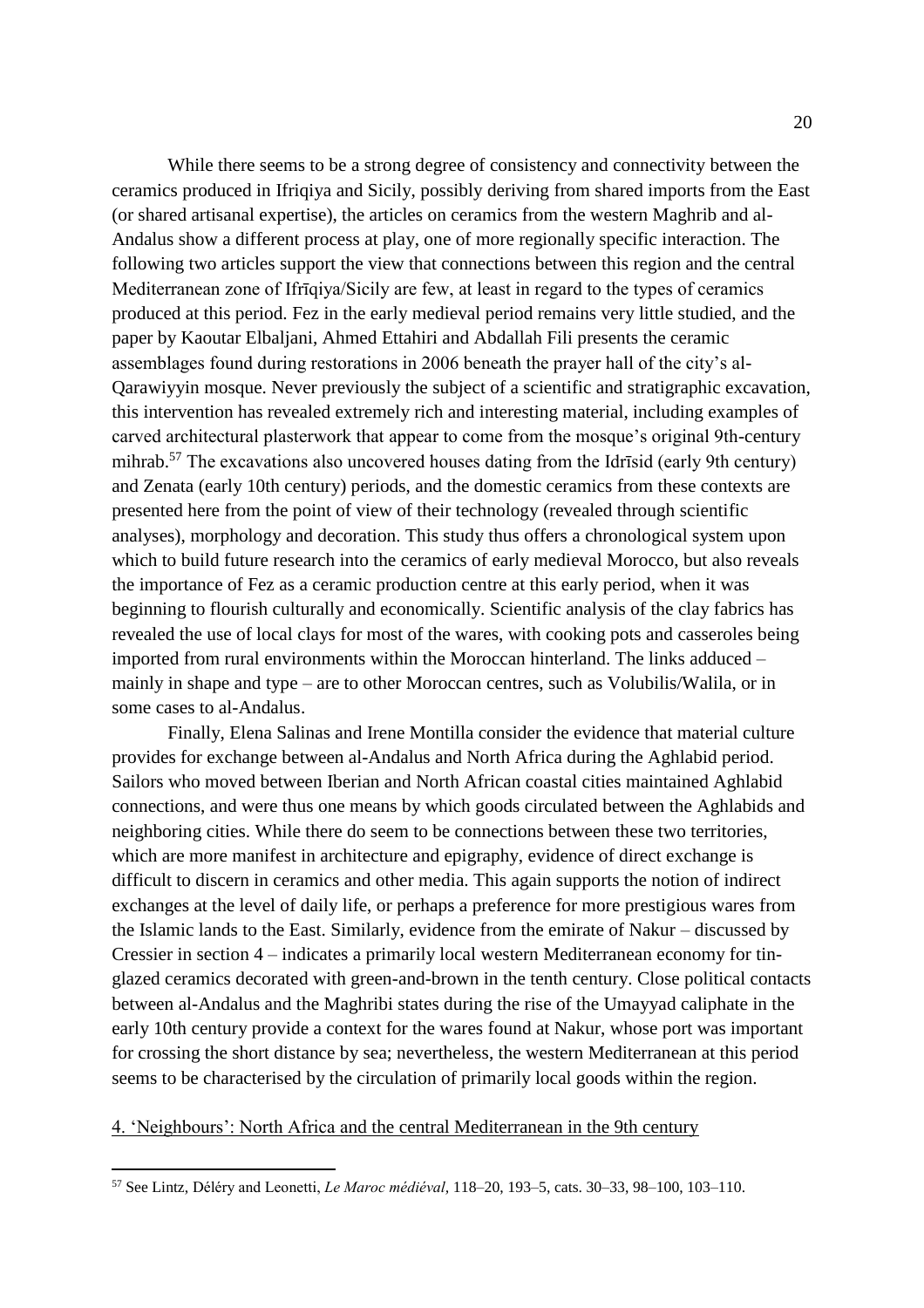While there seems to be a strong degree of consistency and connectivity between the ceramics produced in Ifriqiya and Sicily, possibly deriving from shared imports from the East (or shared artisanal expertise), the articles on ceramics from the western Maghrib and al-Andalus show a different process at play, one of more regionally specific interaction. The following two articles support the view that connections between this region and the central Mediterranean zone of Ifrīqiya/Sicily are few, at least in regard to the types of ceramics produced at this period. Fez in the early medieval period remains very little studied, and the paper by Kaoutar Elbaljani, Ahmed Ettahiri and Abdallah Fili presents the ceramic assemblages found during restorations in 2006 beneath the prayer hall of the city's al-Qarawiyyin mosque. Never previously the subject of a scientific and stratigraphic excavation, this intervention has revealed extremely rich and interesting material, including examples of carved architectural plasterwork that appear to come from the mosque's original 9th-century mihrab.[57] The excavations also uncovered houses dating from the Idrīsid (early 9th century) and Zenata (early 10th century) periods, and the domestic ceramics from these contexts are presented here from the point of view of their technology (revealed through scientific analyses), morphology and decoration. This study thus offers a chronological system upon which to build future research into the ceramics of early medieval Morocco, but also reveals the importance of Fez as a ceramic production centre at this early period, when it was beginning to flourish culturally and economically. Scientific analysis of the clay fabrics has revealed the use of local clays for most of the wares, with cooking pots and casseroles being imported from rural environments within the Moroccan hinterland. The links adduced – mainly in shape and type – are to other Moroccan centres, such as Volubilis/Walila, or in some cases to al-Andalus.

Finally, Elena Salinas and Irene Montilla consider the evidence that material culture provides for exchange between al-Andalus and North Africa during the Aghlabid period. Sailors who moved between Iberian and North African coastal cities maintained Aghlabid connections, and were thus one means by which goods circulated between the Aghlabids and neighboring cities. While there do seem to be connections between these two territories, which are more manifest in architecture and epigraphy, evidence of direct exchange is difficult to discern in ceramics and other media. This again supports the notion of indirect exchanges at the level of daily life, or perhaps a preference for more prestigious wares from the Islamic lands to the East. Similarly, evidence from the emirate of Nakur – discussed by Cressier in section 4 – indicates a primarily local western Mediterranean economy for tin-glazed ceramics decorated with green-and-brown in the tenth century. Close political contacts between al-Andalus and the Maghribi states during the rise of the Umayyad caliphate in the early 10th century provide a context for the wares found at Nakur, whose port was important for crossing the short distance by sea; nevertheless, the western Mediterranean at this period seems to be characterised by the circulation of primarily local goods within the region.

## 4. 'Neighbours': North Africa and the central Mediterranean in the 9th century

[57] See Lintz, Déléry and Leonetti, *Le Maroc médiéval*, 118–20, 193–5, cats. 30–33, 98–100, 103–110.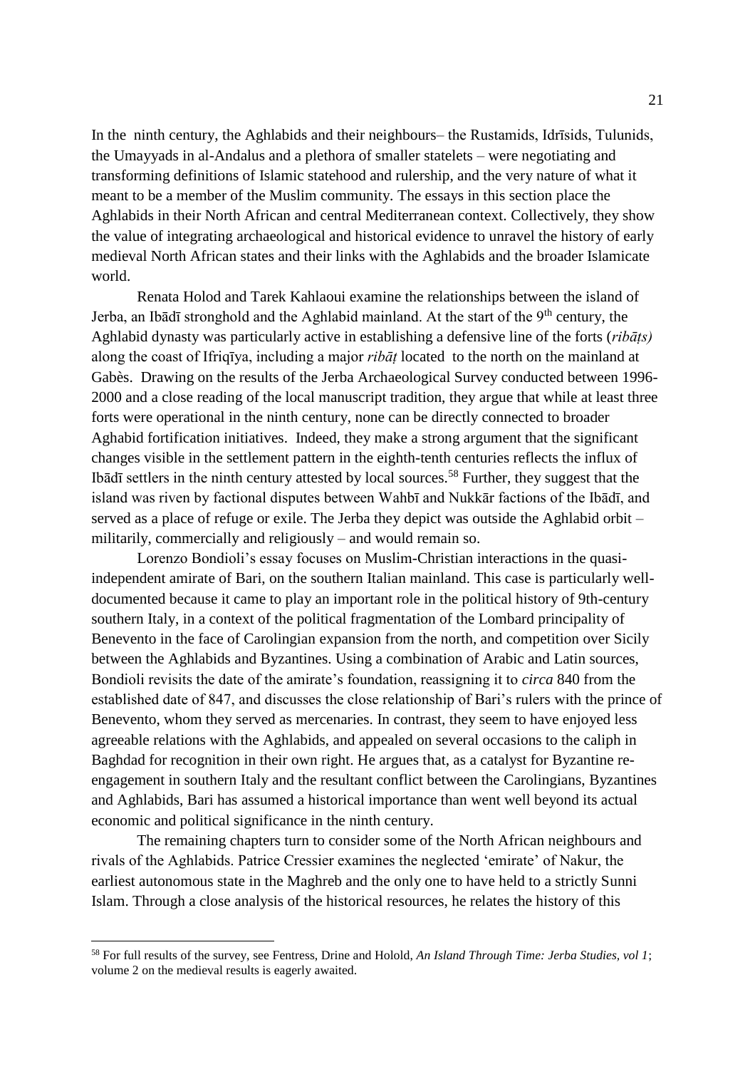In the ninth century, the Aghlabids and their neighbours– the Rustamids, Idrīsids, Tulunids, the Umayyads in al-Andalus and a plethora of smaller statelets – were negotiating and transforming definitions of Islamic statehood and rulership, and the very nature of what it meant to be a member of the Muslim community. The essays in this section place the Aghlabids in their North African and central Mediterranean context. Collectively, they show the value of integrating archaeological and historical evidence to unravel the history of early medieval North African states and their links with the Aghlabids and the broader Islamicate world.

Renata Holod and Tarek Kahlaoui examine the relationships between the island of Jerba, an Ibāḍī stronghold and the Aghlabid mainland. At the start of the 9th century, the Aghlabid dynasty was particularly active in establishing a defensive line of the forts (*ribāṭs)* along the coast of Ifriqīya, including a major *ribāṭ* located to the north on the mainland at Gabès. Drawing on the results of the Jerba Archaeological Survey conducted between 1996-2000 and a close reading of the local manuscript tradition, they argue that while at least three forts were operational in the ninth century, none can be directly connected to broader Aghabid fortification initiatives. Indeed, they make a strong argument that the significant changes visible in the settlement pattern in the eighth-tenth centuries reflects the influx of Ibāḍī settlers in the ninth century attested by local sources.[58] Further, they suggest that the island was riven by factional disputes between Wahbī and Nukkār factions of the Ibāḍī, and served as a place of refuge or exile. The Jerba they depict was outside the Aghlabid orbit – militarily, commercially and religiously – and would remain so.

Lorenzo Bondioli's essay focuses on Muslim-Christian interactions in the quasi-independent amirate of Bari, on the southern Italian mainland. This case is particularly well-documented because it came to play an important role in the political history of 9th-century southern Italy, in a context of the political fragmentation of the Lombard principality of Benevento in the face of Carolingian expansion from the north, and competition over Sicily between the Aghlabids and Byzantines. Using a combination of Arabic and Latin sources, Bondioli revisits the date of the amirate's foundation, reassigning it to *circa* 840 from the established date of 847, and discusses the close relationship of Bari's rulers with the prince of Benevento, whom they served as mercenaries. In contrast, they seem to have enjoyed less agreeable relations with the Aghlabids, and appealed on several occasions to the caliph in Baghdad for recognition in their own right. He argues that, as a catalyst for Byzantine re-engagement in southern Italy and the resultant conflict between the Carolingians, Byzantines and Aghlabids, Bari has assumed a historical importance than went well beyond its actual economic and political significance in the ninth century.

The remaining chapters turn to consider some of the North African neighbours and rivals of the Aghlabids. Patrice Cressier examines the neglected 'emirate' of Nakur, the earliest autonomous state in the Maghreb and the only one to have held to a strictly Sunni Islam. Through a close analysis of the historical resources, he relates the history of this

---

[58] For full results of the survey, see Fentress, Drine and Hololod, *An Island Through Time: Jerba Studies, vol 1*; volume 2 on the medieval results is eagerly awaited.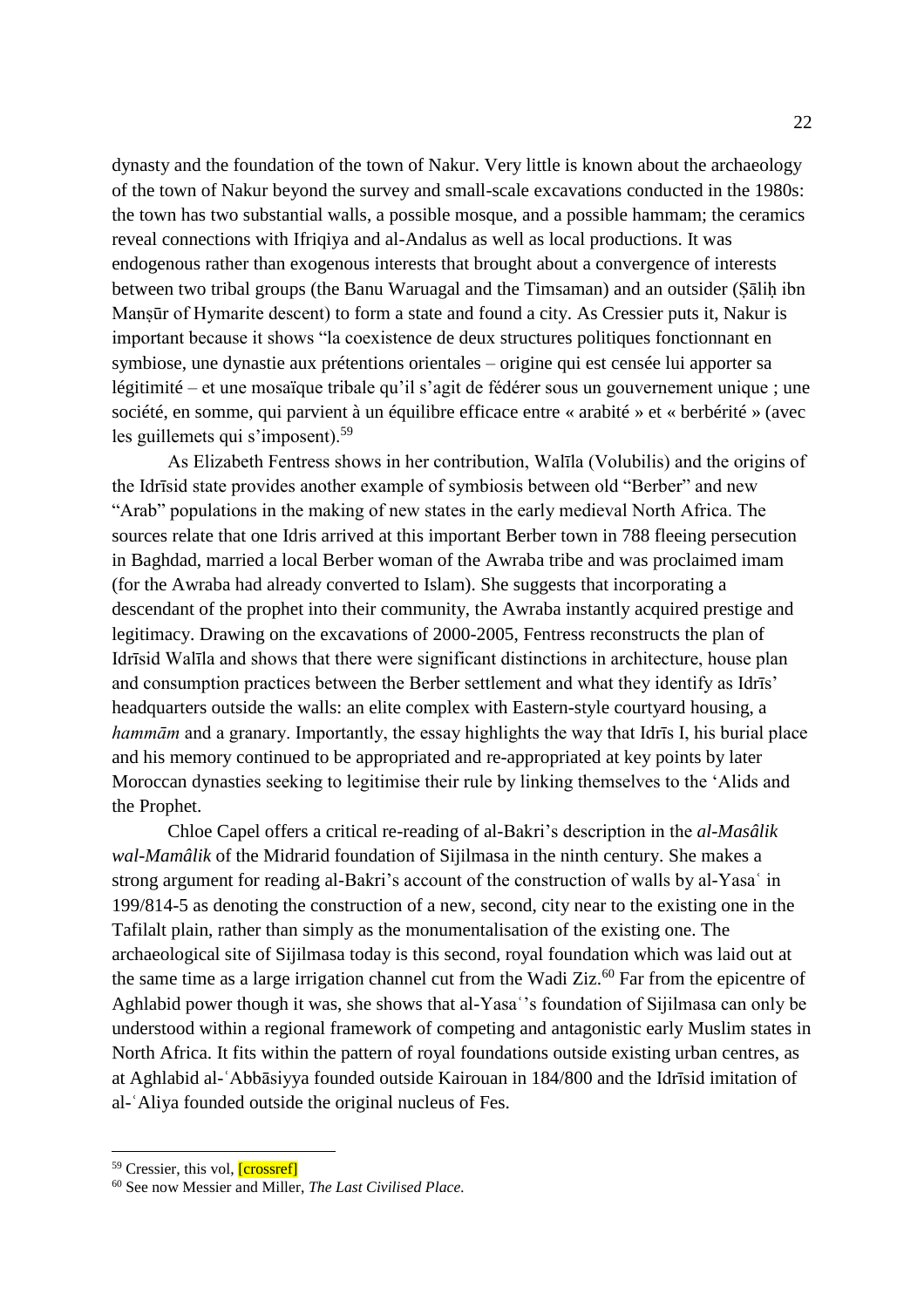dynasty and the foundation of the town of Nakur. Very little is known about the archaeology of the town of Nakur beyond the survey and small-scale excavations conducted in the 1980s: the town has two substantial walls, a possible mosque, and a possible hammam; the ceramics reveal connections with Ifriqiya and al-Andalus as well as local productions. It was endogenous rather than exogenous interests that brought about a convergence of interests between two tribal groups (the Banu Waruagal and the Timsaman) and an outsider (Ṣāliḥ ibn Manṣūr of Hymarite descent) to form a state and found a city. As Cressier puts it, Nakur is important because it shows "la coexistence de deux structures politiques fonctionnant en symbiose, une dynastie aux prétentions orientales – origine qui est censée lui apporter sa légitimité – et une mosaïque tribale qu'il s'agit de fédérer sous un gouvernement unique ; une société, en somme, qui parvient à un équilibre efficace entre « arabité » et « berbérité » (avec les guillemets qui s'imposent).[59]

As Elizabeth Fentress shows in her contribution, Walīla (Volubilis) and the origins of the Idrīsid state provides another example of symbiosis between old "Berber" and new "Arab" populations in the making of new states in the early medieval North Africa. The sources relate that one Idris arrived at this important Berber town in 788 fleeing persecution in Baghdad, married a local Berber woman of the Awraba tribe and was proclaimed imam (for the Awraba had already converted to Islam). She suggests that incorporating a descendant of the prophet into their community, the Awraba instantly acquired prestige and legitimacy. Drawing on the excavations of 2000-2005, Fentress reconstructs the plan of Idrīsid Walīla and shows that there were significant distinctions in architecture, house plan and consumption practices between the Berber settlement and what they identify as Idrīs' headquarters outside the walls: an elite complex with Eastern-style courtyard housing, a *hammām* and a granary. Importantly, the essay highlights the way that Idrīs I, his burial place and his memory continued to be appropriated and re-appropriated at key points by later Moroccan dynasties seeking to legitimise their rule by linking themselves to the 'Alids and the Prophet.

Chloe Capel offers a critical re-reading of al-Bakri's description in the *al-Masâlik wal-Mamâlik* of the Midrarid foundation of Sijilmasa in the ninth century. She makes a strong argument for reading al-Bakri's account of the construction of walls by al-Yasaʿ in 199/814-5 as denoting the construction of a new, second, city near to the existing one in the Tafilalt plain, rather than simply as the monumentalisation of the existing one. The archaeological site of Sijilmasa today is this second, royal foundation which was laid out at the same time as a large irrigation channel cut from the Wadi Ziz.[60] Far from the epicentre of Aghlabid power though it was, she shows that al-Yasaʿ's foundation of Sijilmasa can only be understood within a regional framework of competing and antagonistic early Muslim states in North Africa. It fits within the pattern of royal foundations outside existing urban centres, as at Aghlabid al-ʿAbbāsiyya founded outside Kairouan in 184/800 and the Idrīsid imitation of al-ʿAliya founded outside the original nucleus of Fes.

---

[59] Cressier, this vol, [crossref]

[60] See now Messier and Miller, *The Last Civilised Place.*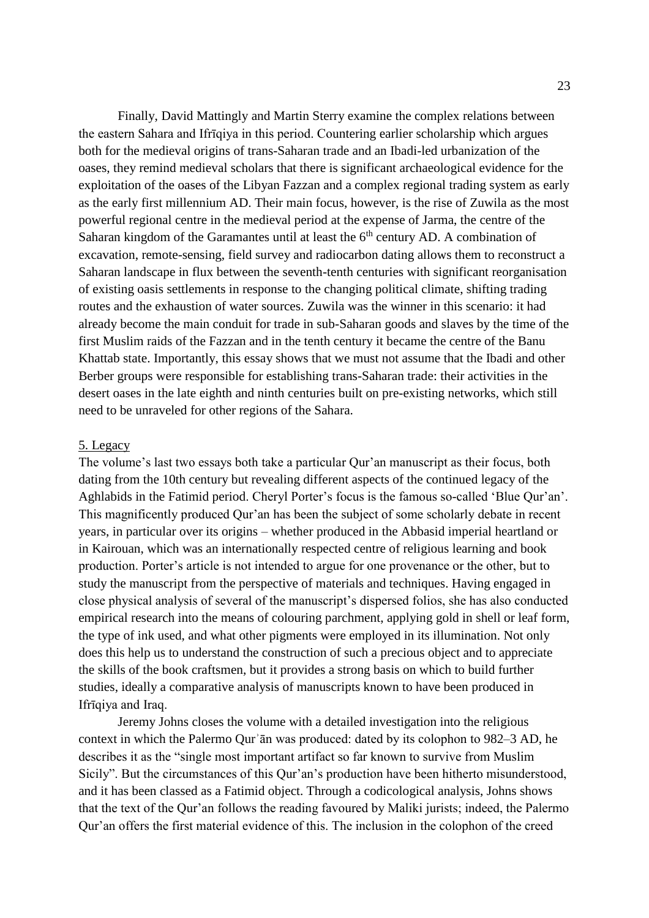Finally, David Mattingly and Martin Sterry examine the complex relations between the eastern Sahara and Ifrīqiya in this period. Countering earlier scholarship which argues both for the medieval origins of trans-Saharan trade and an Ibadi-led urbanization of the oases, they remind medieval scholars that there is significant archaeological evidence for the exploitation of the oases of the Libyan Fazzan and a complex regional trading system as early as the early first millennium AD. Their main focus, however, is the rise of Zuwila as the most powerful regional centre in the medieval period at the expense of Jarma, the centre of the Saharan kingdom of the Garamantes until at least the 6th century AD. A combination of excavation, remote-sensing, field survey and radiocarbon dating allows them to reconstruct a Saharan landscape in flux between the seventh-tenth centuries with significant reorganisation of existing oasis settlements in response to the changing political climate, shifting trading routes and the exhaustion of water sources. Zuwila was the winner in this scenario: it had already become the main conduit for trade in sub-Saharan goods and slaves by the time of the first Muslim raids of the Fazzan and in the tenth century it became the centre of the Banu Khattab state. Importantly, this essay shows that we must not assume that the Ibadi and other Berber groups were responsible for establishing trans-Saharan trade: their activities in the desert oases in the late eighth and ninth centuries built on pre-existing networks, which still need to be unraveled for other regions of the Sahara.

## 5. Legacy

The volume's last two essays both take a particular Qur'an manuscript as their focus, both dating from the 10th century but revealing different aspects of the continued legacy of the Aghlabids in the Fatimid period. Cheryl Porter's focus is the famous so-called 'Blue Qur'an'. This magnificently produced Qur'an has been the subject of some scholarly debate in recent years, in particular over its origins – whether produced in the Abbasid imperial heartland or in Kairouan, which was an internationally respected centre of religious learning and book production. Porter's article is not intended to argue for one provenance or the other, but to study the manuscript from the perspective of materials and techniques. Having engaged in close physical analysis of several of the manuscript's dispersed folios, she has also conducted empirical research into the means of colouring parchment, applying gold in shell or leaf form, the type of ink used, and what other pigments were employed in its illumination. Not only does this help us to understand the construction of such a precious object and to appreciate the skills of the book craftsmen, but it provides a strong basis on which to build further studies, ideally a comparative analysis of manuscripts known to have been produced in Ifrīqiya and Iraq.

Jeremy Johns closes the volume with a detailed investigation into the religious context in which the Palermo Qurʾān was produced: dated by its colophon to 982–3 AD, he describes it as the "single most important artifact so far known to survive from Muslim Sicily". But the circumstances of this Qur'an's production have been hitherto misunderstood, and it has been classed as a Fatimid object. Through a codicological analysis, Johns shows that the text of the Qur'an follows the reading favoured by Maliki jurists; indeed, the Palermo Qur'an offers the first material evidence of this. The inclusion in the colophon of the creed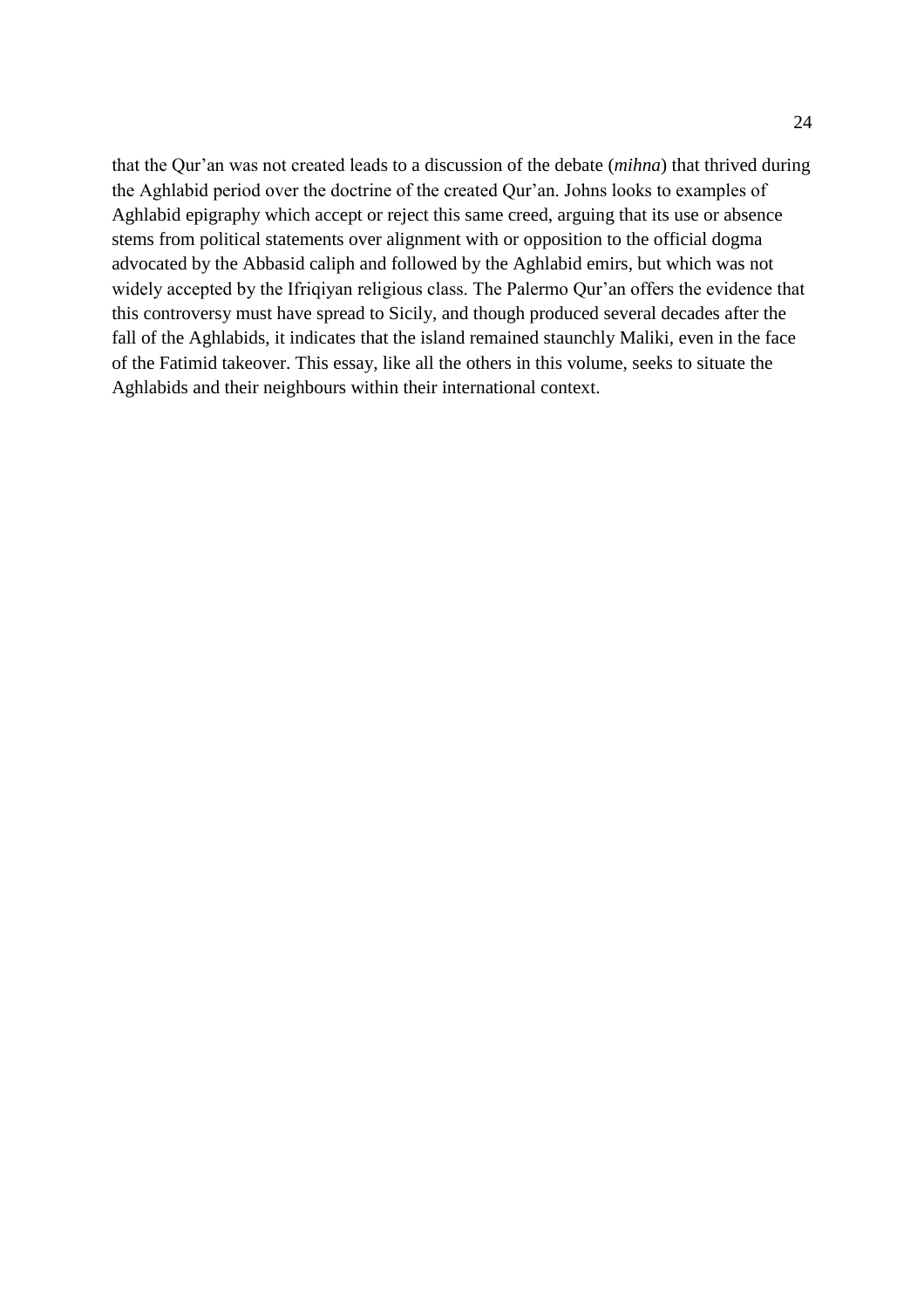that the Qur'an was not created leads to a discussion of the debate (*mihna*) that thrived during the Aghlabid period over the doctrine of the created Qur'an. Johns looks to examples of Aghlabid epigraphy which accept or reject this same creed, arguing that its use or absence stems from political statements over alignment with or opposition to the official dogma advocated by the Abbasid caliph and followed by the Aghlabid emirs, but which was not widely accepted by the Ifriqiyan religious class. The Palermo Qur'an offers the evidence that this controversy must have spread to Sicily, and though produced several decades after the fall of the Aghlabids, it indicates that the island remained staunchly Maliki, even in the face of the Fatimid takeover. This essay, like all the others in this volume, seeks to situate the Aghlabids and their neighbours within their international context.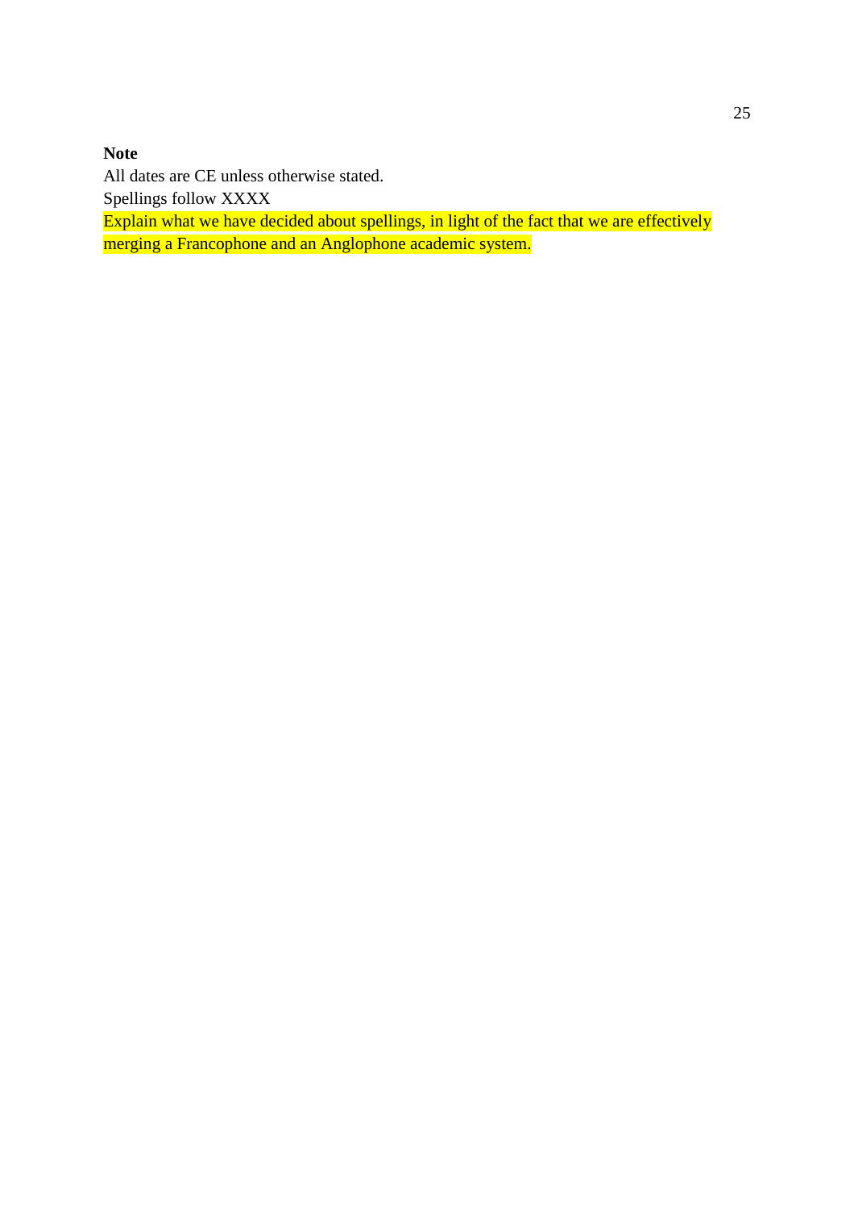**Note**

All dates are CE unless otherwise stated.

Spellings follow XXXX

Explain what we have decided about spellings, in light of the fact that we are effectively merging a Francophone and an Anglophone academic system.